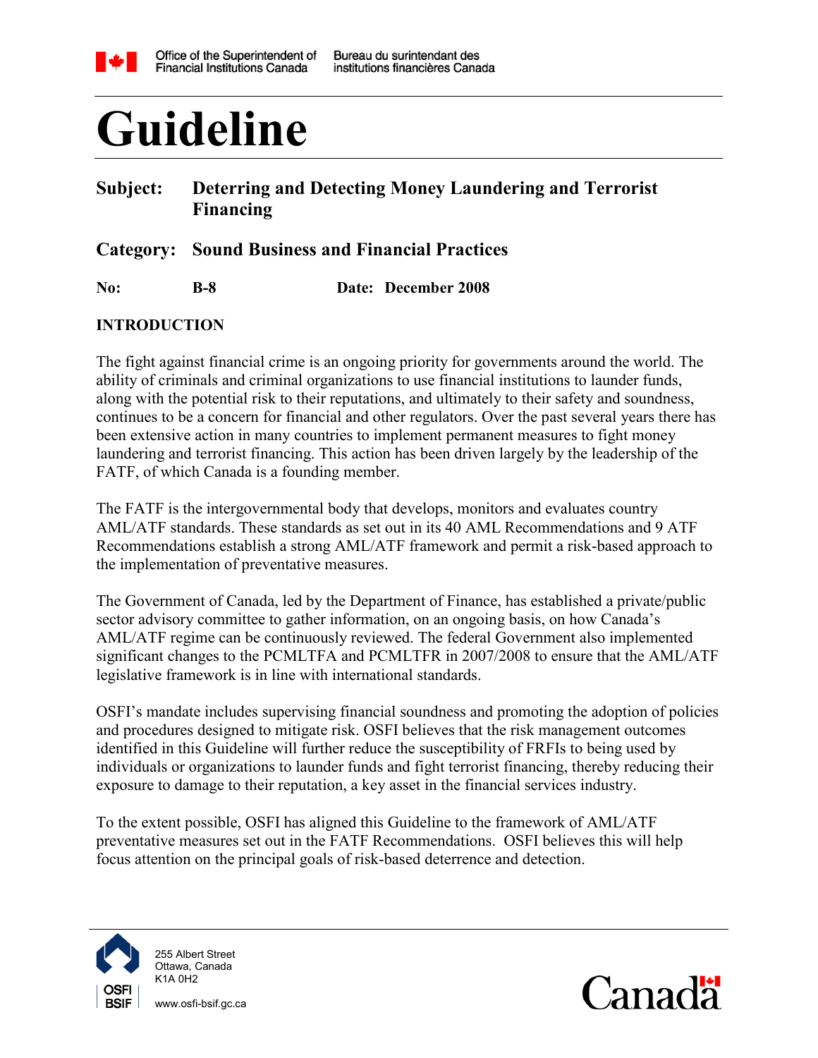Office of the Superintendent of Financial Institutions Canada | Bureau du surintendant des institutions financières Canada

# Guideline

**Subject:** **Deterring and Detecting Money Laundering and Terrorist Financing**

**Category:** **Sound Business and Financial Practices**

**No:** **B-8** **Date:** **December 2008**

## INTRODUCTION

The fight against financial crime is an ongoing priority for governments around the world. The ability of criminals and criminal organizations to use financial institutions to launder funds, along with the potential risk to their reputations, and ultimately to their safety and soundness, continues to be a concern for financial and other regulators. Over the past several years there has been extensive action in many countries to implement permanent measures to fight money laundering and terrorist financing. This action has been driven largely by the leadership of the FATF, of which Canada is a founding member.

The FATF is the intergovernmental body that develops, monitors and evaluates country AML/ATF standards. These standards as set out in its 40 AML Recommendations and 9 ATF Recommendations establish a strong AML/ATF framework and permit a risk-based approach to the implementation of preventative measures.

The Government of Canada, led by the Department of Finance, has established a private/public sector advisory committee to gather information, on an ongoing basis, on how Canada's AML/ATF regime can be continuously reviewed. The federal Government also implemented significant changes to the PCMLTFA and PCMLTFR in 2007/2008 to ensure that the AML/ATF legislative framework is in line with international standards.

OSFI's mandate includes supervising financial soundness and promoting the adoption of policies and procedures designed to mitigate risk. OSFI believes that the risk management outcomes identified in this Guideline will further reduce the susceptibility of FRFIs to being used by individuals or organizations to launder funds and fight terrorist financing, thereby reducing their exposure to damage to their reputation, a key asset in the financial services industry.

To the extent possible, OSFI has aligned this Guideline to the framework of AML/ATF preventative measures set out in the FATF Recommendations. OSFI believes this will help focus attention on the principal goals of risk-based deterrence and detection.

255 Albert Street
Ottawa, Canada
K1A 0H2

www.osfi-bsif.gc.ca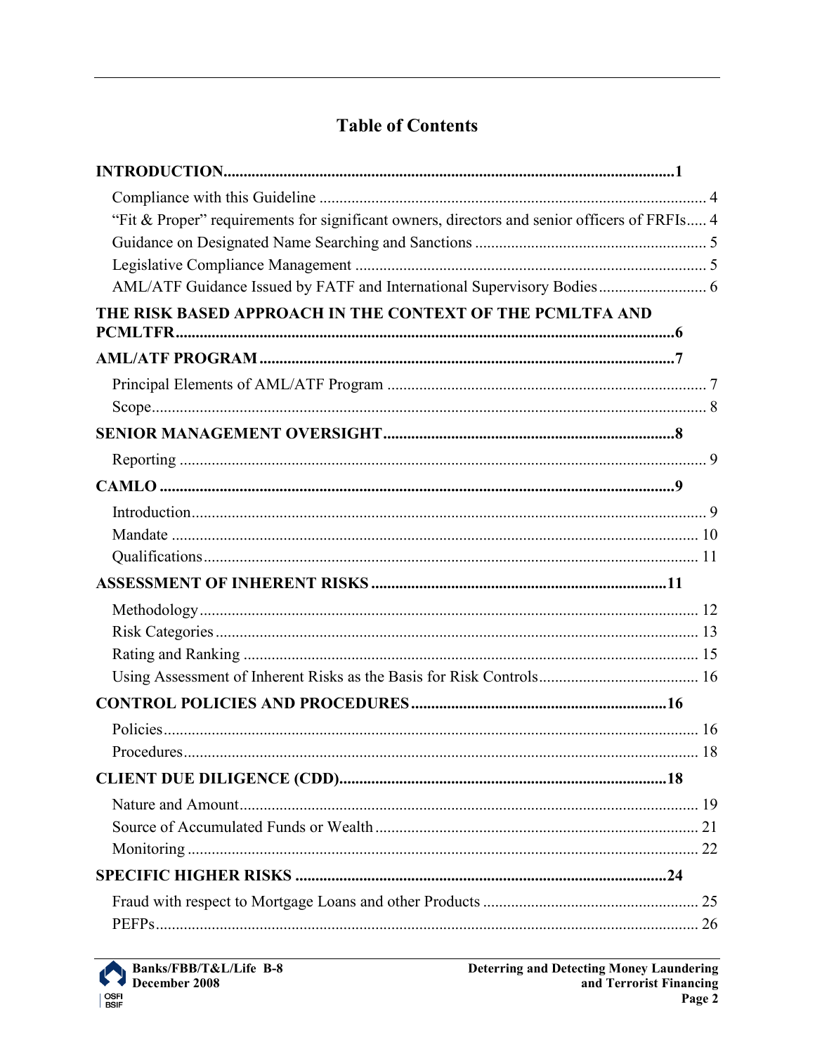# Table of Contents

**INTRODUCTION....................1**

- Compliance with this Guideline .................... 4
- "Fit & Proper" requirements for significant owners, directors and senior officers of FRFIs..... 4
- Guidance on Designated Name Searching and Sanctions .................... 5
- Legislative Compliance Management .................... 5
- AML/ATF Guidance Issued by FATF and International Supervisory Bodies.................... 6

**THE RISK BASED APPROACH IN THE CONTEXT OF THE PCMLTFA AND PCMLTFR....................6**

**AML/ATF PROGRAM....................7**

- Principal Elements of AML/ATF Program .................... 7
- Scope.................... 8

**SENIOR MANAGEMENT OVERSIGHT....................8**

- Reporting .................... 9

**CAMLO ....................9**

- Introduction.................... 9
- Mandate .................... 10
- Qualifications.................... 11

**ASSESSMENT OF INHERENT RISKS ....................11**

- Methodology.................... 12
- Risk Categories.................... 13
- Rating and Ranking .................... 15
- Using Assessment of Inherent Risks as the Basis for Risk Controls.................... 16

**CONTROL POLICIES AND PROCEDURES....................16**

- Policies.................... 16
- Procedures.................... 18

**CLIENT DUE DILIGENCE (CDD)....................18**

- Nature and Amount.................... 19
- Source of Accumulated Funds or Wealth.................... 21
- Monitoring .................... 22

**SPECIFIC HIGHER RISKS ....................24**

- Fraud with respect to Mortgage Loans and other Products .................... 25
- PEFPs.................... 26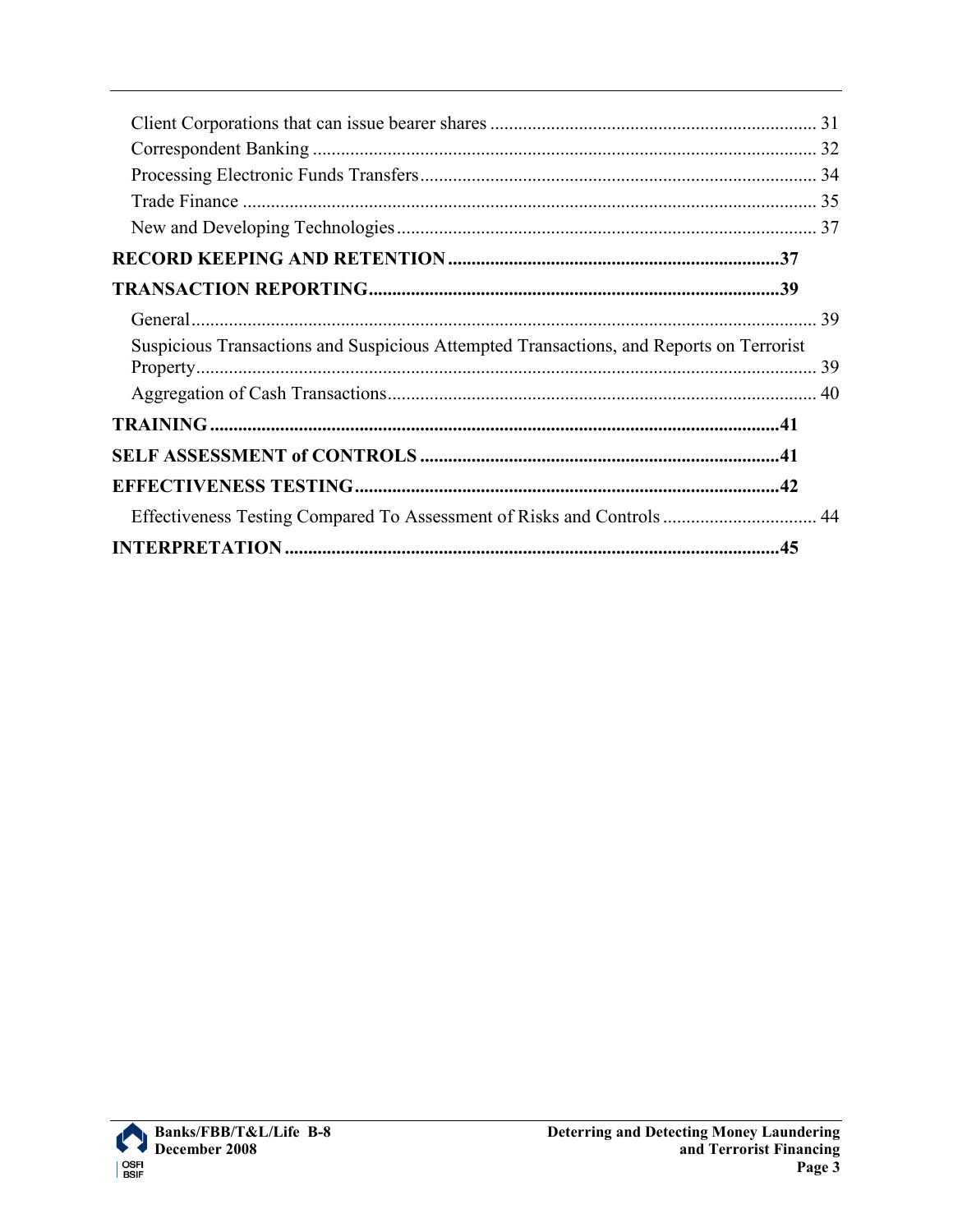Client Corporations that can issue bearer shares ..................................................................... 31
Correspondent Banking ........................................................................................................... 32
Processing Electronic Funds Transfers..................................................................................... 34
Trade Finance .......................................................................................................................... 35
New and Developing Technologies......................................................................................... 37

**RECORD KEEPING AND RETENTION ......................................................................37**

**TRANSACTION REPORTING.......................................................................................39**

General.................................................................................................................................... 39
Suspicious Transactions and Suspicious Attempted Transactions, and Reports on Terrorist Property................................................................................................................................... 39
Aggregation of Cash Transactions........................................................................................... 40

**TRAINING ........................................................................................................................41**

**SELF ASSESSMENT of CONTROLS ............................................................................41**

**EFFECTIVENESS TESTING...........................................................................................42**

Effectiveness Testing Compared To Assessment of Risks and Controls ................................. 44

**INTERPRETATION .........................................................................................................45**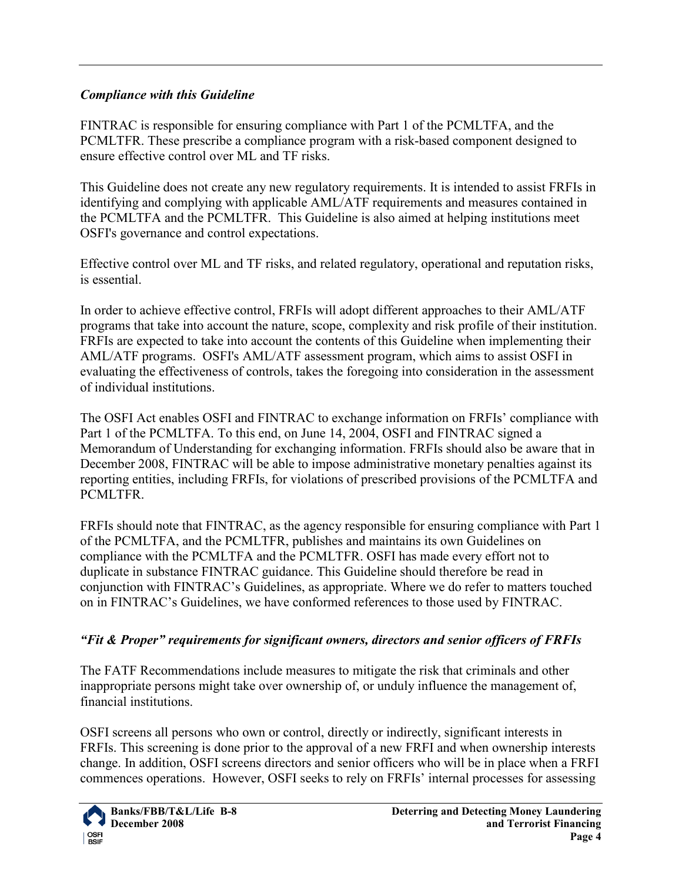### *Compliance with this Guideline*

FINTRAC is responsible for ensuring compliance with Part 1 of the PCMLTFA, and the PCMLTFR. These prescribe a compliance program with a risk-based component designed to ensure effective control over ML and TF risks.

This Guideline does not create any new regulatory requirements. It is intended to assist FRFIs in identifying and complying with applicable AML/ATF requirements and measures contained in the PCMLTFA and the PCMLTFR. This Guideline is also aimed at helping institutions meet OSFI's governance and control expectations.

Effective control over ML and TF risks, and related regulatory, operational and reputation risks, is essential.

In order to achieve effective control, FRFIs will adopt different approaches to their AML/ATF programs that take into account the nature, scope, complexity and risk profile of their institution. FRFIs are expected to take into account the contents of this Guideline when implementing their AML/ATF programs. OSFI's AML/ATF assessment program, which aims to assist OSFI in evaluating the effectiveness of controls, takes the foregoing into consideration in the assessment of individual institutions.

The OSFI Act enables OSFI and FINTRAC to exchange information on FRFIs' compliance with Part 1 of the PCMLTFA. To this end, on June 14, 2004, OSFI and FINTRAC signed a Memorandum of Understanding for exchanging information. FRFIs should also be aware that in December 2008, FINTRAC will be able to impose administrative monetary penalties against its reporting entities, including FRFIs, for violations of prescribed provisions of the PCMLTFA and PCMLTFR.

FRFIs should note that FINTRAC, as the agency responsible for ensuring compliance with Part 1 of the PCMLTFA, and the PCMLTFR, publishes and maintains its own Guidelines on compliance with the PCMLTFA and the PCMLTFR. OSFI has made every effort not to duplicate in substance FINTRAC guidance. This Guideline should therefore be read in conjunction with FINTRAC's Guidelines, as appropriate. Where we do refer to matters touched on in FINTRAC's Guidelines, we have conformed references to those used by FINTRAC.

### *"Fit & Proper" requirements for significant owners, directors and senior officers of FRFIs*

The FATF Recommendations include measures to mitigate the risk that criminals and other inappropriate persons might take over ownership of, or unduly influence the management of, financial institutions.

OSFI screens all persons who own or control, directly or indirectly, significant interests in FRFIs. This screening is done prior to the approval of a new FRFI and when ownership interests change. In addition, OSFI screens directors and senior officers who will be in place when a FRFI commences operations. However, OSFI seeks to rely on FRFIs' internal processes for assessing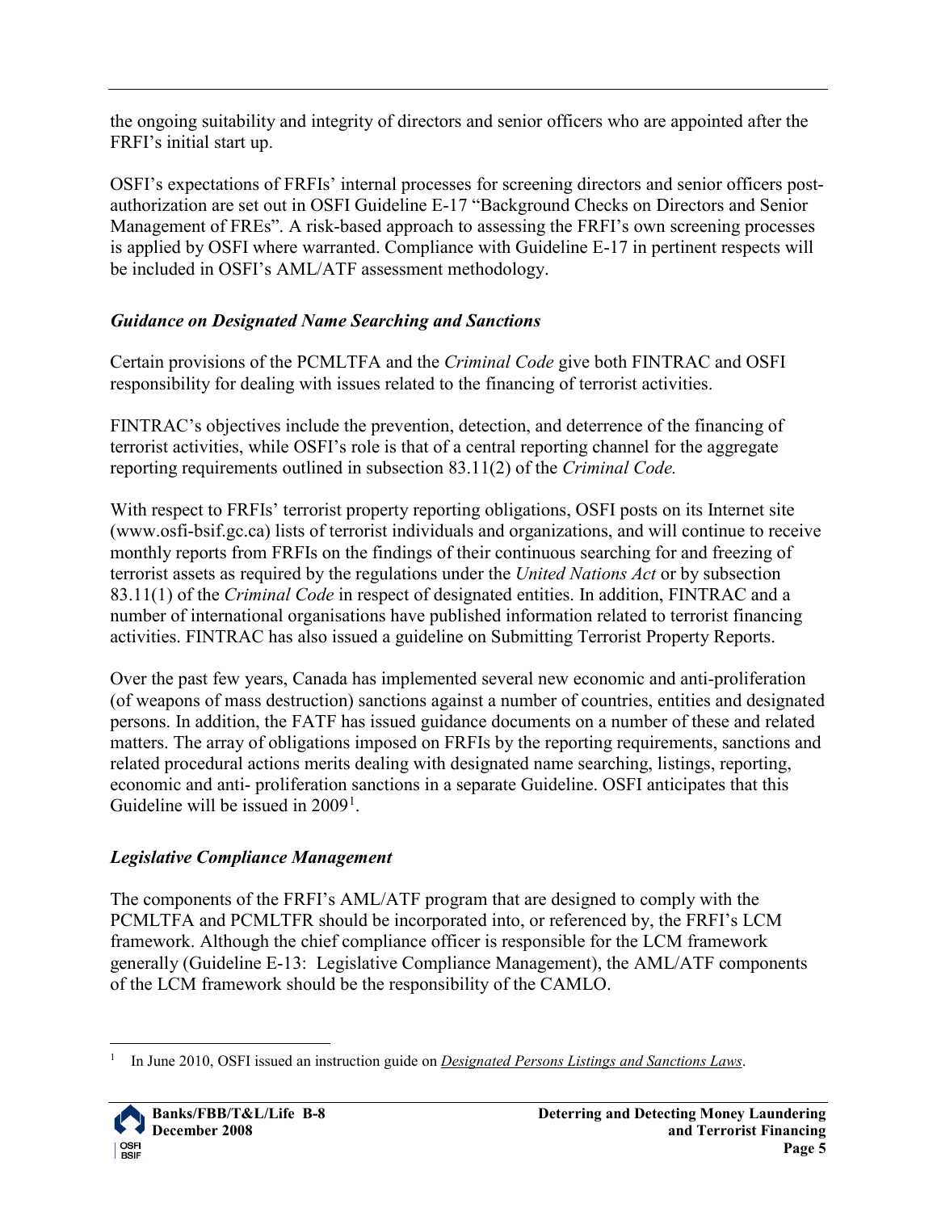the ongoing suitability and integrity of directors and senior officers who are appointed after the FRFI's initial start up.

OSFI's expectations of FRFIs' internal processes for screening directors and senior officers post-authorization are set out in OSFI Guideline E-17 "Background Checks on Directors and Senior Management of FREs". A risk-based approach to assessing the FRFI's own screening processes is applied by OSFI where warranted. Compliance with Guideline E-17 in pertinent respects will be included in OSFI's AML/ATF assessment methodology.

### *Guidance on Designated Name Searching and Sanctions*

Certain provisions of the PCMLTFA and the *Criminal Code* give both FINTRAC and OSFI responsibility for dealing with issues related to the financing of terrorist activities.

FINTRAC's objectives include the prevention, detection, and deterrence of the financing of terrorist activities, while OSFI's role is that of a central reporting channel for the aggregate reporting requirements outlined in subsection 83.11(2) of the *Criminal Code.*

With respect to FRFIs' terrorist property reporting obligations, OSFI posts on its Internet site (www.osfi-bsif.gc.ca) lists of terrorist individuals and organizations, and will continue to receive monthly reports from FRFIs on the findings of their continuous searching for and freezing of terrorist assets as required by the regulations under the *United Nations Act* or by subsection 83.11(1) of the *Criminal Code* in respect of designated entities. In addition, FINTRAC and a number of international organisations have published information related to terrorist financing activities. FINTRAC has also issued a guideline on Submitting Terrorist Property Reports.

Over the past few years, Canada has implemented several new economic and anti-proliferation (of weapons of mass destruction) sanctions against a number of countries, entities and designated persons. In addition, the FATF has issued guidance documents on a number of these and related matters. The array of obligations imposed on FRFIs by the reporting requirements, sanctions and related procedural actions merits dealing with designated name searching, listings, reporting, economic and anti- proliferation sanctions in a separate Guideline. OSFI anticipates that this Guideline will be issued in 2009[1].

### *Legislative Compliance Management*

The components of the FRFI's AML/ATF program that are designed to comply with the PCMLTFA and PCMLTFR should be incorporated into, or referenced by, the FRFI's LCM framework. Although the chief compliance officer is responsible for the LCM framework generally (Guideline E-13: Legislative Compliance Management), the AML/ATF components of the LCM framework should be the responsibility of the CAMLO.

---

[1] In June 2010, OSFI issued an instruction guide on *Designated Persons Listings and Sanctions Laws*.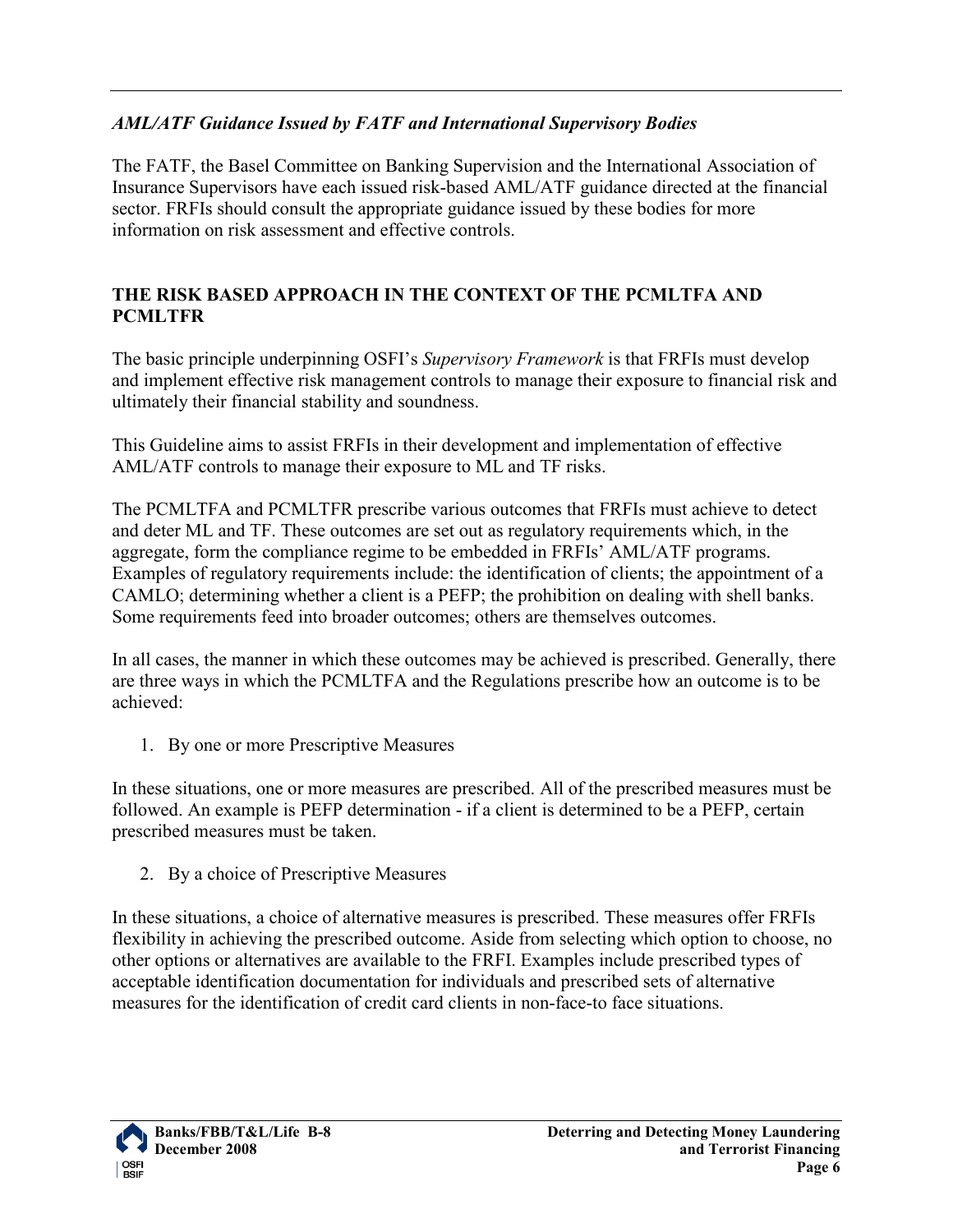*AML/ATF Guidance Issued by FATF and International Supervisory Bodies*

The FATF, the Basel Committee on Banking Supervision and the International Association of Insurance Supervisors have each issued risk-based AML/ATF guidance directed at the financial sector. FRFIs should consult the appropriate guidance issued by these bodies for more information on risk assessment and effective controls.

## THE RISK BASED APPROACH IN THE CONTEXT OF THE PCMLTFA AND PCMLTFR

The basic principle underpinning OSFI's *Supervisory Framework* is that FRFIs must develop and implement effective risk management controls to manage their exposure to financial risk and ultimately their financial stability and soundness.

This Guideline aims to assist FRFIs in their development and implementation of effective AML/ATF controls to manage their exposure to ML and TF risks.

The PCMLTFA and PCMLTFR prescribe various outcomes that FRFIs must achieve to detect and deter ML and TF. These outcomes are set out as regulatory requirements which, in the aggregate, form the compliance regime to be embedded in FRFIs' AML/ATF programs. Examples of regulatory requirements include: the identification of clients; the appointment of a CAMLO; determining whether a client is a PEFP; the prohibition on dealing with shell banks. Some requirements feed into broader outcomes; others are themselves outcomes.

In all cases, the manner in which these outcomes may be achieved is prescribed. Generally, there are three ways in which the PCMLTFA and the Regulations prescribe how an outcome is to be achieved:

1. By one or more Prescriptive Measures

In these situations, one or more measures are prescribed. All of the prescribed measures must be followed. An example is PEFP determination - if a client is determined to be a PEFP, certain prescribed measures must be taken.

2. By a choice of Prescriptive Measures

In these situations, a choice of alternative measures is prescribed. These measures offer FRFIs flexibility in achieving the prescribed outcome. Aside from selecting which option to choose, no other options or alternatives are available to the FRFI. Examples include prescribed types of acceptable identification documentation for individuals and prescribed sets of alternative measures for the identification of credit card clients in non-face-to face situations.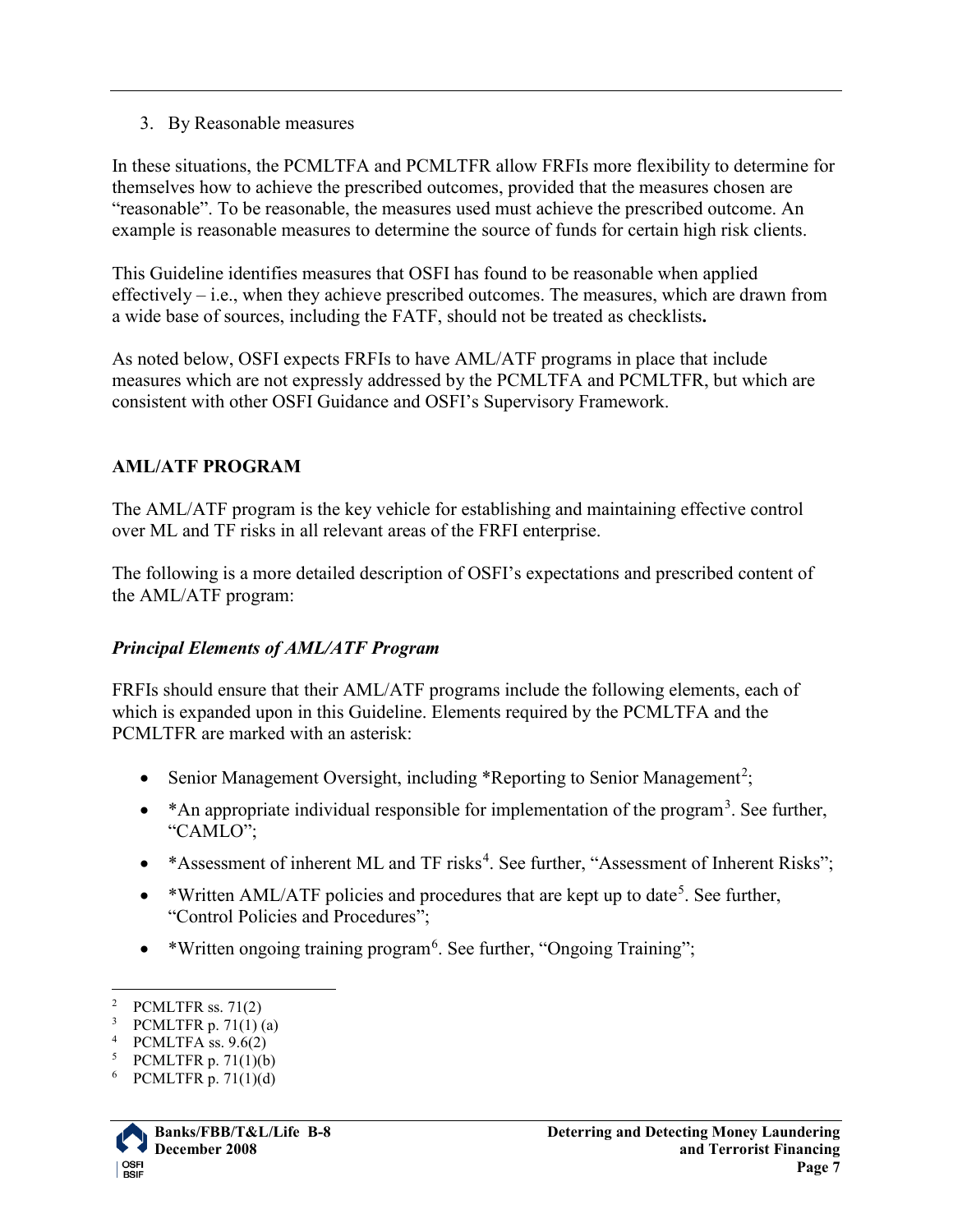3. By Reasonable measures

In these situations, the PCMLTFA and PCMLTFR allow FRFIs more flexibility to determine for themselves how to achieve the prescribed outcomes, provided that the measures chosen are "reasonable". To be reasonable, the measures used must achieve the prescribed outcome. An example is reasonable measures to determine the source of funds for certain high risk clients.

This Guideline identifies measures that OSFI has found to be reasonable when applied effectively – i.e., when they achieve prescribed outcomes. The measures, which are drawn from a wide base of sources, including the FATF, should not be treated as checklists**.**

As noted below, OSFI expects FRFIs to have AML/ATF programs in place that include measures which are not expressly addressed by the PCMLTFA and PCMLTFR, but which are consistent with other OSFI Guidance and OSFI's Supervisory Framework.

## AML/ATF PROGRAM

The AML/ATF program is the key vehicle for establishing and maintaining effective control over ML and TF risks in all relevant areas of the FRFI enterprise.

The following is a more detailed description of OSFI's expectations and prescribed content of the AML/ATF program:

### *Principal Elements of AML/ATF Program*

FRFIs should ensure that their AML/ATF programs include the following elements, each of which is expanded upon in this Guideline. Elements required by the PCMLTFA and the PCMLTFR are marked with an asterisk:

- Senior Management Oversight, including *Reporting to Senior Management[2];
- *An appropriate individual responsible for implementation of the program[3]. See further, "CAMLO";
- *Assessment of inherent ML and TF risks[4]. See further, "Assessment of Inherent Risks";
- *Written AML/ATF policies and procedures that are kept up to date[5]. See further, "Control Policies and Procedures";
- *Written ongoing training program[6]. See further, "Ongoing Training";

---

[2] PCMLTFR ss. 71(2)

[3] PCMLTFR p. 71(1) (a)

[4] PCMLTFA ss. 9.6(2)

[5] PCMLTFR p. 71(1)(b)

[6] PCMLTFR p. 71(1)(d)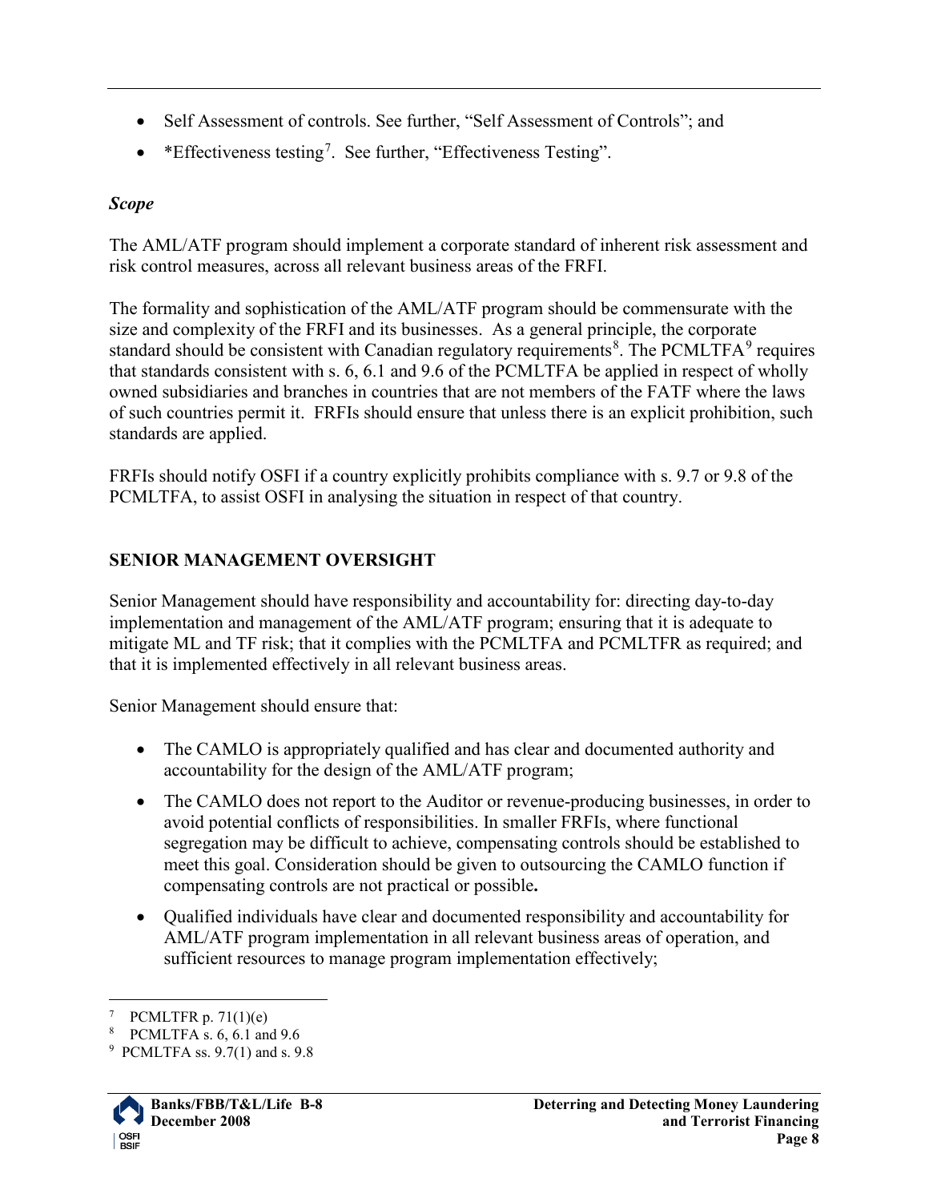- Self Assessment of controls. See further, “Self Assessment of Controls”; and
- *Effectiveness testing[7]. See further, “Effectiveness Testing”.

### *Scope*

The AML/ATF program should implement a corporate standard of inherent risk assessment and risk control measures, across all relevant business areas of the FRFI.

The formality and sophistication of the AML/ATF program should be commensurate with the size and complexity of the FRFI and its businesses. As a general principle, the corporate standard should be consistent with Canadian regulatory requirements[8]. The PCMLTFA[9] requires that standards consistent with s. 6, 6.1 and 9.6 of the PCMLTFA be applied in respect of wholly owned subsidiaries and branches in countries that are not members of the FATF where the laws of such countries permit it. FRFIs should ensure that unless there is an explicit prohibition, such standards are applied.

FRFIs should notify OSFI if a country explicitly prohibits compliance with s. 9.7 or 9.8 of the PCMLTFA, to assist OSFI in analysing the situation in respect of that country.

## SENIOR MANAGEMENT OVERSIGHT

Senior Management should have responsibility and accountability for: directing day-to-day implementation and management of the AML/ATF program; ensuring that it is adequate to mitigate ML and TF risk; that it complies with the PCMLTFA and PCMLTFR as required; and that it is implemented effectively in all relevant business areas.

Senior Management should ensure that:

- The CAMLO is appropriately qualified and has clear and documented authority and accountability for the design of the AML/ATF program;
- The CAMLO does not report to the Auditor or revenue-producing businesses, in order to avoid potential conflicts of responsibilities. In smaller FRFIs, where functional segregation may be difficult to achieve, compensating controls should be established to meet this goal. Consideration should be given to outsourcing the CAMLO function if compensating controls are not practical or possible**.**
- Qualified individuals have clear and documented responsibility and accountability for AML/ATF program implementation in all relevant business areas of operation, and sufficient resources to manage program implementation effectively;

---

[7] PCMLTFR p. 71(1)(e)

[8] PCMLTFA s. 6, 6.1 and 9.6

[9] PCMLTFA ss. 9.7(1) and s. 9.8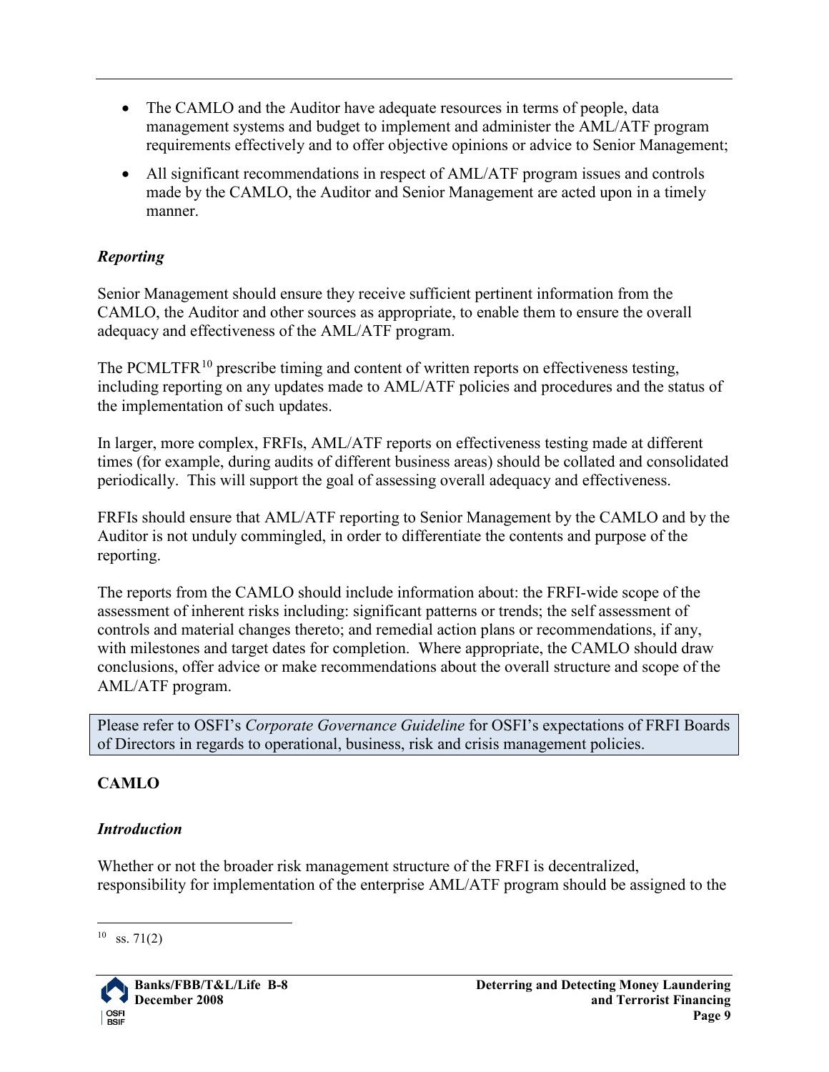- The CAMLO and the Auditor have adequate resources in terms of people, data management systems and budget to implement and administer the AML/ATF program requirements effectively and to offer objective opinions or advice to Senior Management;
- All significant recommendations in respect of AML/ATF program issues and controls made by the CAMLO, the Auditor and Senior Management are acted upon in a timely manner.

### *Reporting*

Senior Management should ensure they receive sufficient pertinent information from the CAMLO, the Auditor and other sources as appropriate, to enable them to ensure the overall adequacy and effectiveness of the AML/ATF program.

The PCMLTFR[10] prescribe timing and content of written reports on effectiveness testing, including reporting on any updates made to AML/ATF policies and procedures and the status of the implementation of such updates.

In larger, more complex, FRFIs, AML/ATF reports on effectiveness testing made at different times (for example, during audits of different business areas) should be collated and consolidated periodically. This will support the goal of assessing overall adequacy and effectiveness.

FRFIs should ensure that AML/ATF reporting to Senior Management by the CAMLO and by the Auditor is not unduly commingled, in order to differentiate the contents and purpose of the reporting.

The reports from the CAMLO should include information about: the FRFI-wide scope of the assessment of inherent risks including: significant patterns or trends; the self assessment of controls and material changes thereto; and remedial action plans or recommendations, if any, with milestones and target dates for completion. Where appropriate, the CAMLO should draw conclusions, offer advice or make recommendations about the overall structure and scope of the AML/ATF program.

> Please refer to OSFI's *Corporate Governance Guideline* for OSFI's expectations of FRFI Boards of Directors in regards to operational, business, risk and crisis management policies.

## CAMLO

### *Introduction*

Whether or not the broader risk management structure of the FRFI is decentralized, responsibility for implementation of the enterprise AML/ATF program should be assigned to the

---

[10] ss. 71(2)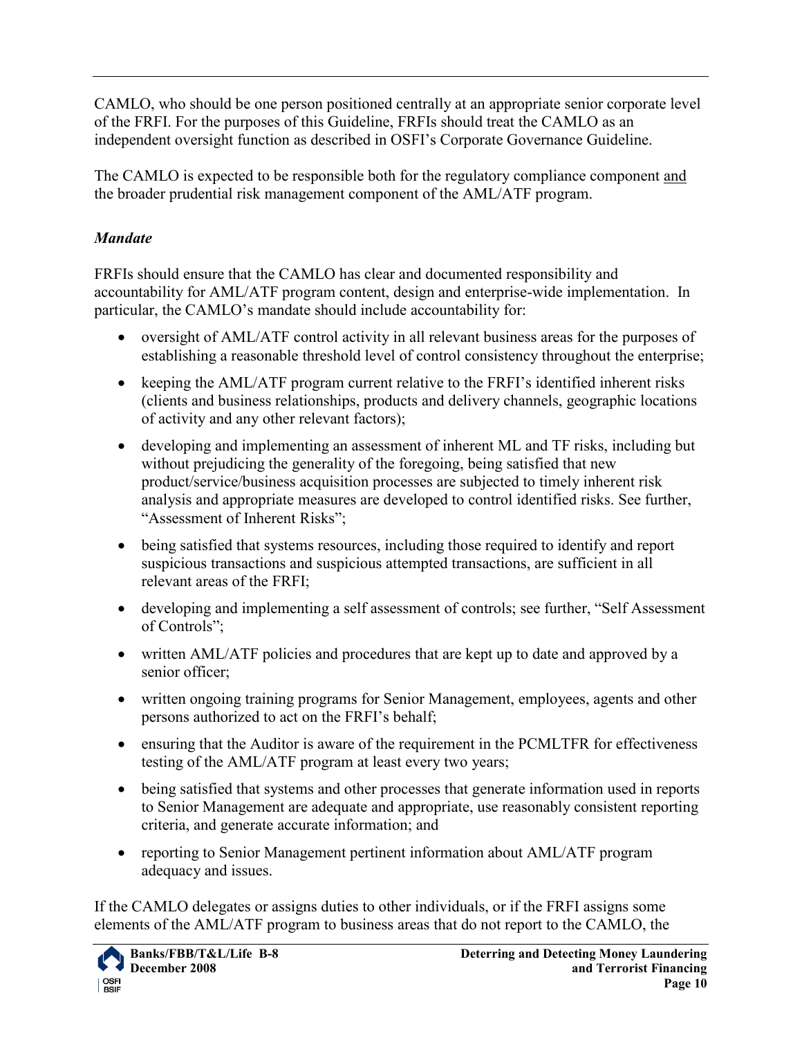CAMLO, who should be one person positioned centrally at an appropriate senior corporate level of the FRFI. For the purposes of this Guideline, FRFIs should treat the CAMLO as an independent oversight function as described in OSFI's Corporate Governance Guideline.

The CAMLO is expected to be responsible both for the regulatory compliance component and the broader prudential risk management component of the AML/ATF program.

### *Mandate*

FRFIs should ensure that the CAMLO has clear and documented responsibility and accountability for AML/ATF program content, design and enterprise-wide implementation. In particular, the CAMLO's mandate should include accountability for:

- oversight of AML/ATF control activity in all relevant business areas for the purposes of establishing a reasonable threshold level of control consistency throughout the enterprise;
- keeping the AML/ATF program current relative to the FRFI's identified inherent risks (clients and business relationships, products and delivery channels, geographic locations of activity and any other relevant factors);
- developing and implementing an assessment of inherent ML and TF risks, including but without prejudicing the generality of the foregoing, being satisfied that new product/service/business acquisition processes are subjected to timely inherent risk analysis and appropriate measures are developed to control identified risks. See further, "Assessment of Inherent Risks";
- being satisfied that systems resources, including those required to identify and report suspicious transactions and suspicious attempted transactions, are sufficient in all relevant areas of the FRFI;
- developing and implementing a self assessment of controls; see further, "Self Assessment of Controls";
- written AML/ATF policies and procedures that are kept up to date and approved by a senior officer;
- written ongoing training programs for Senior Management, employees, agents and other persons authorized to act on the FRFI's behalf;
- ensuring that the Auditor is aware of the requirement in the PCMLTFR for effectiveness testing of the AML/ATF program at least every two years;
- being satisfied that systems and other processes that generate information used in reports to Senior Management are adequate and appropriate, use reasonably consistent reporting criteria, and generate accurate information; and
- reporting to Senior Management pertinent information about AML/ATF program adequacy and issues.

If the CAMLO delegates or assigns duties to other individuals, or if the FRFI assigns some elements of the AML/ATF program to business areas that do not report to the CAMLO, the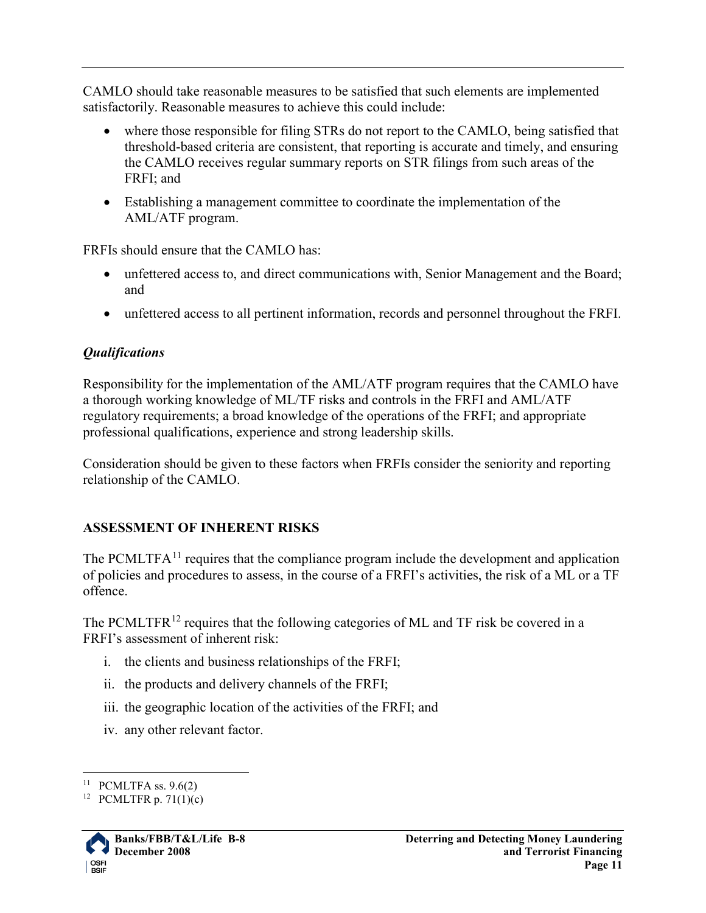CAMLO should take reasonable measures to be satisfied that such elements are implemented satisfactorily. Reasonable measures to achieve this could include:

- where those responsible for filing STRs do not report to the CAMLO, being satisfied that threshold-based criteria are consistent, that reporting is accurate and timely, and ensuring the CAMLO receives regular summary reports on STR filings from such areas of the FRFI; and
- Establishing a management committee to coordinate the implementation of the AML/ATF program.

FRFIs should ensure that the CAMLO has:

- unfettered access to, and direct communications with, Senior Management and the Board; and
- unfettered access to all pertinent information, records and personnel throughout the FRFI.

***Qualifications***

Responsibility for the implementation of the AML/ATF program requires that the CAMLO have a thorough working knowledge of ML/TF risks and controls in the FRFI and AML/ATF regulatory requirements; a broad knowledge of the operations of the FRFI; and appropriate professional qualifications, experience and strong leadership skills.

Consideration should be given to these factors when FRFIs consider the seniority and reporting relationship of the CAMLO.

## ASSESSMENT OF INHERENT RISKS

The PCMLTFA[11] requires that the compliance program include the development and application of policies and procedures to assess, in the course of a FRFI's activities, the risk of a ML or a TF offence.

The PCMLTFR[12] requires that the following categories of ML and TF risk be covered in a FRFI's assessment of inherent risk:

i. the clients and business relationships of the FRFI;

ii. the products and delivery channels of the FRFI;

iii. the geographic location of the activities of the FRFI; and

iv. any other relevant factor.

---

[11] PCMLTFA ss. 9.6(2)

[12] PCMLTFR p. 71(1)(c)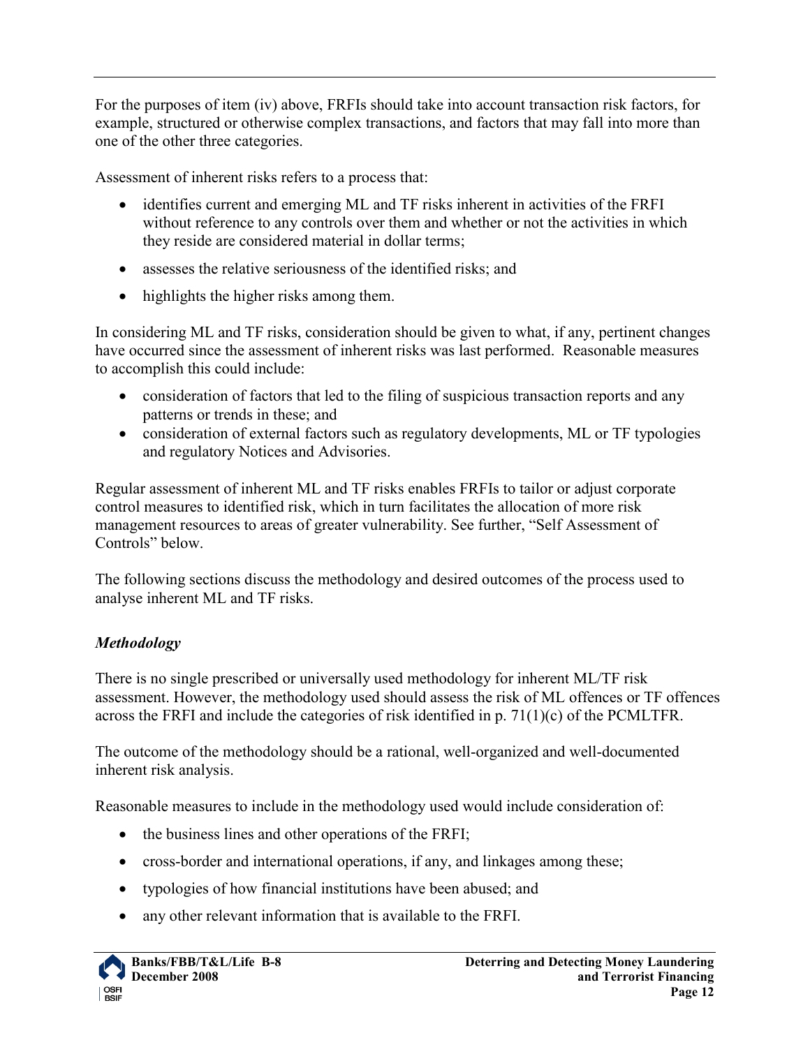For the purposes of item (iv) above, FRFIs should take into account transaction risk factors, for example, structured or otherwise complex transactions, and factors that may fall into more than one of the other three categories.

Assessment of inherent risks refers to a process that:

- identifies current and emerging ML and TF risks inherent in activities of the FRFI without reference to any controls over them and whether or not the activities in which they reside are considered material in dollar terms;
- assesses the relative seriousness of the identified risks; and
- highlights the higher risks among them.

In considering ML and TF risks, consideration should be given to what, if any, pertinent changes have occurred since the assessment of inherent risks was last performed. Reasonable measures to accomplish this could include:

- consideration of factors that led to the filing of suspicious transaction reports and any patterns or trends in these; and
- consideration of external factors such as regulatory developments, ML or TF typologies and regulatory Notices and Advisories.

Regular assessment of inherent ML and TF risks enables FRFIs to tailor or adjust corporate control measures to identified risk, which in turn facilitates the allocation of more risk management resources to areas of greater vulnerability. See further, "Self Assessment of Controls" below.

The following sections discuss the methodology and desired outcomes of the process used to analyse inherent ML and TF risks.

***Methodology***

There is no single prescribed or universally used methodology for inherent ML/TF risk assessment. However, the methodology used should assess the risk of ML offences or TF offences across the FRFI and include the categories of risk identified in p. 71(1)(c) of the PCMLTFR.

The outcome of the methodology should be a rational, well-organized and well-documented inherent risk analysis.

Reasonable measures to include in the methodology used would include consideration of:

- the business lines and other operations of the FRFI;
- cross-border and international operations, if any, and linkages among these;
- typologies of how financial institutions have been abused; and
- any other relevant information that is available to the FRFI.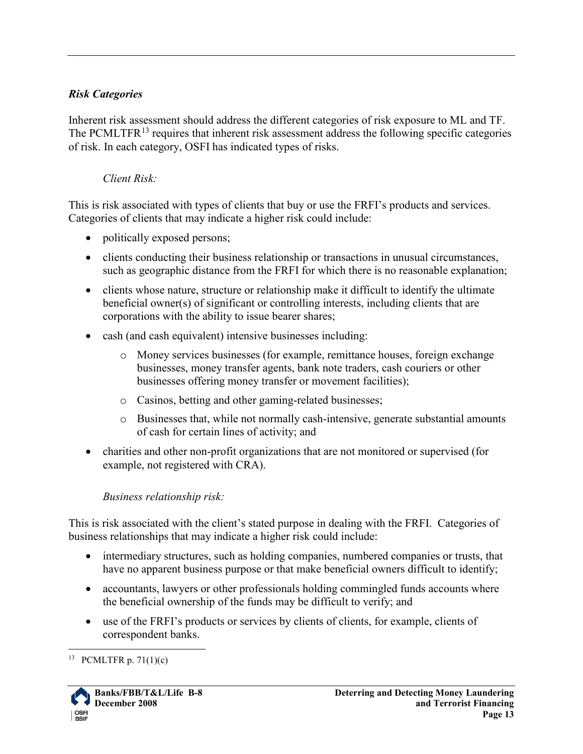### *Risk Categories*

Inherent risk assessment should address the different categories of risk exposure to ML and TF. The PCMLTFR[13] requires that inherent risk assessment address the following specific categories of risk. In each category, OSFI has indicated types of risks.

*Client Risk:*

This is risk associated with types of clients that buy or use the FRFI's products and services. Categories of clients that may indicate a higher risk could include:

- politically exposed persons;
- clients conducting their business relationship or transactions in unusual circumstances, such as geographic distance from the FRFI for which there is no reasonable explanation;
- clients whose nature, structure or relationship make it difficult to identify the ultimate beneficial owner(s) of significant or controlling interests, including clients that are corporations with the ability to issue bearer shares;
- cash (and cash equivalent) intensive businesses including:
    - Money services businesses (for example, remittance houses, foreign exchange businesses, money transfer agents, bank note traders, cash couriers or other businesses offering money transfer or movement facilities);
    - Casinos, betting and other gaming-related businesses;
    - Businesses that, while not normally cash-intensive, generate substantial amounts of cash for certain lines of activity; and
- charities and other non-profit organizations that are not monitored or supervised (for example, not registered with CRA).

*Business relationship risk:*

This is risk associated with the client's stated purpose in dealing with the FRFI. Categories of business relationships that may indicate a higher risk could include:

- intermediary structures, such as holding companies, numbered companies or trusts, that have no apparent business purpose or that make beneficial owners difficult to identify;
- accountants, lawyers or other professionals holding commingled funds accounts where the beneficial ownership of the funds may be difficult to verify; and
- use of the FRFI's products or services by clients of clients, for example, clients of correspondent banks.

[13] PCMLTFR p. 71(1)(c)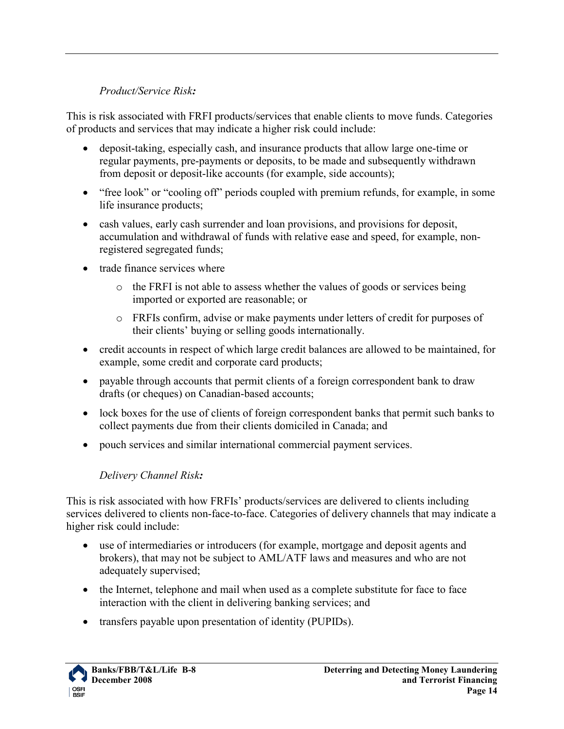*Product/Service Risk:*

This is risk associated with FRFI products/services that enable clients to move funds. Categories of products and services that may indicate a higher risk could include:

- deposit-taking, especially cash, and insurance products that allow large one-time or regular payments, pre-payments or deposits, to be made and subsequently withdrawn from deposit or deposit-like accounts (for example, side accounts);
- "free look" or "cooling off" periods coupled with premium refunds, for example, in some life insurance products;
- cash values, early cash surrender and loan provisions, and provisions for deposit, accumulation and withdrawal of funds with relative ease and speed, for example, non-registered segregated funds;
- trade finance services where
  - the FRFI is not able to assess whether the values of goods or services being imported or exported are reasonable; or
  - FRFIs confirm, advise or make payments under letters of credit for purposes of their clients' buying or selling goods internationally.
- credit accounts in respect of which large credit balances are allowed to be maintained, for example, some credit and corporate card products;
- payable through accounts that permit clients of a foreign correspondent bank to draw drafts (or cheques) on Canadian-based accounts;
- lock boxes for the use of clients of foreign correspondent banks that permit such banks to collect payments due from their clients domiciled in Canada; and
- pouch services and similar international commercial payment services.

*Delivery Channel Risk:*

This is risk associated with how FRFIs' products/services are delivered to clients including services delivered to clients non-face-to-face. Categories of delivery channels that may indicate a higher risk could include:

- use of intermediaries or introducers (for example, mortgage and deposit agents and brokers), that may not be subject to AML/ATF laws and measures and who are not adequately supervised;
- the Internet, telephone and mail when used as a complete substitute for face to face interaction with the client in delivering banking services; and
- transfers payable upon presentation of identity (PUPIDs).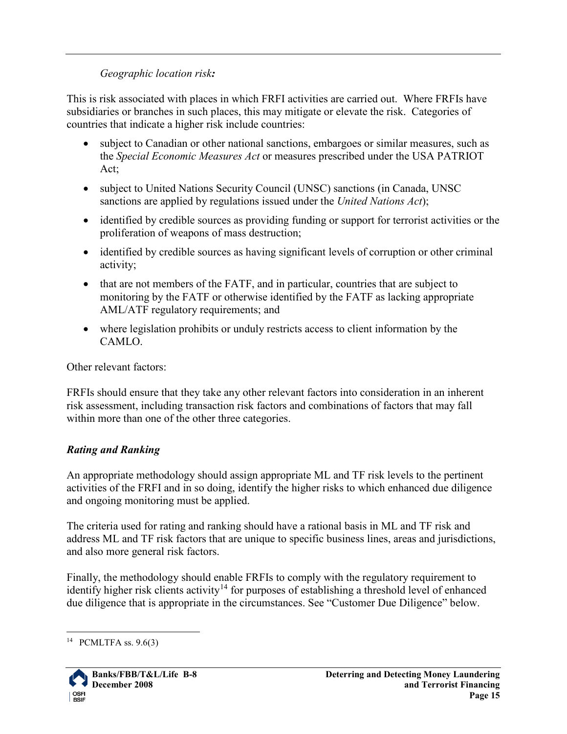*Geographic location risk:*

This is risk associated with places in which FRFI activities are carried out. Where FRFIs have subsidiaries or branches in such places, this may mitigate or elevate the risk. Categories of countries that indicate a higher risk include countries:

- subject to Canadian or other national sanctions, embargoes or similar measures, such as the *Special Economic Measures Act* or measures prescribed under the USA PATRIOT Act;
- subject to United Nations Security Council (UNSC) sanctions (in Canada, UNSC sanctions are applied by regulations issued under the *United Nations Act*);
- identified by credible sources as providing funding or support for terrorist activities or the proliferation of weapons of mass destruction;
- identified by credible sources as having significant levels of corruption or other criminal activity;
- that are not members of the FATF, and in particular, countries that are subject to monitoring by the FATF or otherwise identified by the FATF as lacking appropriate AML/ATF regulatory requirements; and
- where legislation prohibits or unduly restricts access to client information by the CAMLO.

Other relevant factors:

FRFIs should ensure that they take any other relevant factors into consideration in an inherent risk assessment, including transaction risk factors and combinations of factors that may fall within more than one of the other three categories.

***Rating and Ranking***

An appropriate methodology should assign appropriate ML and TF risk levels to the pertinent activities of the FRFI and in so doing, identify the higher risks to which enhanced due diligence and ongoing monitoring must be applied.

The criteria used for rating and ranking should have a rational basis in ML and TF risk and address ML and TF risk factors that are unique to specific business lines, areas and jurisdictions, and also more general risk factors.

Finally, the methodology should enable FRFIs to comply with the regulatory requirement to identify higher risk clients activity[14] for purposes of establishing a threshold level of enhanced due diligence that is appropriate in the circumstances. See "Customer Due Diligence" below.

---

[14] PCMLTFA ss. 9.6(3)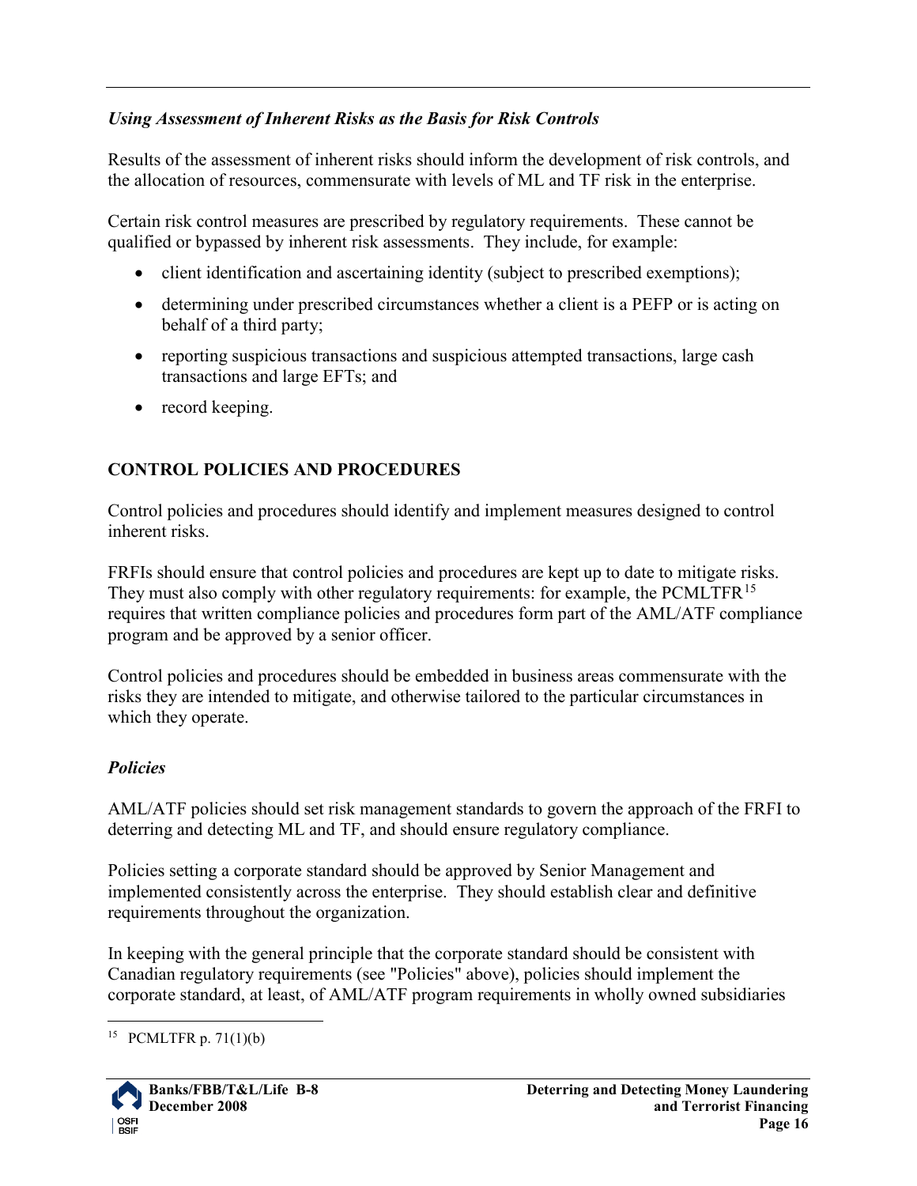*Using Assessment of Inherent Risks as the Basis for Risk Controls*

Results of the assessment of inherent risks should inform the development of risk controls, and the allocation of resources, commensurate with levels of ML and TF risk in the enterprise.

Certain risk control measures are prescribed by regulatory requirements. These cannot be qualified or bypassed by inherent risk assessments. They include, for example:

- client identification and ascertaining identity (subject to prescribed exemptions);
- determining under prescribed circumstances whether a client is a PEFP or is acting on behalf of a third party;
- reporting suspicious transactions and suspicious attempted transactions, large cash transactions and large EFTs; and
- record keeping.

## CONTROL POLICIES AND PROCEDURES

Control policies and procedures should identify and implement measures designed to control inherent risks.

FRFIs should ensure that control policies and procedures are kept up to date to mitigate risks. They must also comply with other regulatory requirements: for example, the PCMLTFR[15] requires that written compliance policies and procedures form part of the AML/ATF compliance program and be approved by a senior officer.

Control policies and procedures should be embedded in business areas commensurate with the risks they are intended to mitigate, and otherwise tailored to the particular circumstances in which they operate.

### *Policies*

AML/ATF policies should set risk management standards to govern the approach of the FRFI to deterring and detecting ML and TF, and should ensure regulatory compliance.

Policies setting a corporate standard should be approved by Senior Management and implemented consistently across the enterprise. They should establish clear and definitive requirements throughout the organization.

In keeping with the general principle that the corporate standard should be consistent with Canadian regulatory requirements (see "Policies" above), policies should implement the corporate standard, at least, of AML/ATF program requirements in wholly owned subsidiaries

---

[15] PCMLTFR p. 71(1)(b)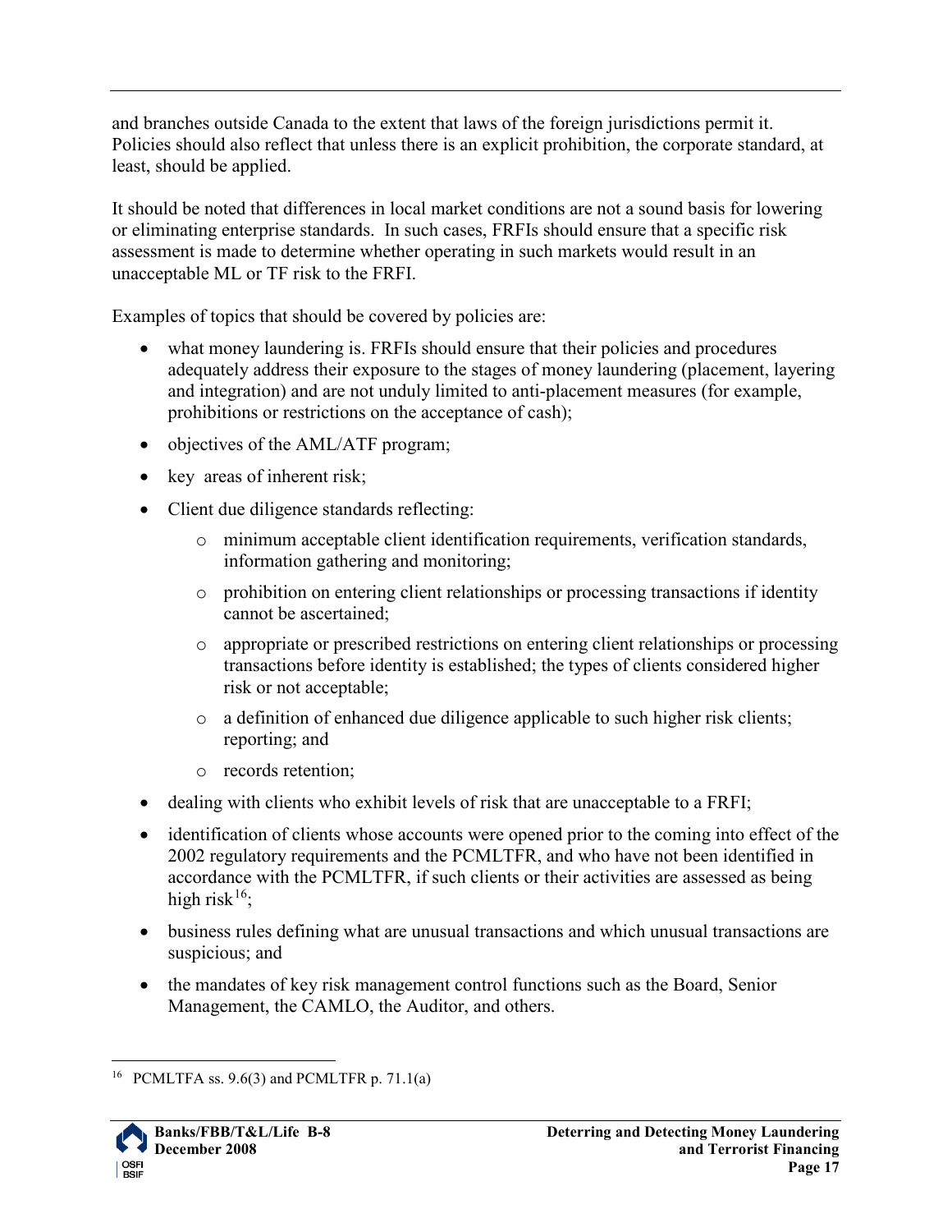and branches outside Canada to the extent that laws of the foreign jurisdictions permit it. Policies should also reflect that unless there is an explicit prohibition, the corporate standard, at least, should be applied.

It should be noted that differences in local market conditions are not a sound basis for lowering or eliminating enterprise standards. In such cases, FRFIs should ensure that a specific risk assessment is made to determine whether operating in such markets would result in an unacceptable ML or TF risk to the FRFI.

Examples of topics that should be covered by policies are:

- what money laundering is. FRFIs should ensure that their policies and procedures adequately address their exposure to the stages of money laundering (placement, layering and integration) and are not unduly limited to anti-placement measures (for example, prohibitions or restrictions on the acceptance of cash);
- objectives of the AML/ATF program;
- key areas of inherent risk;
- Client due diligence standards reflecting:
    - minimum acceptable client identification requirements, verification standards, information gathering and monitoring;
    - prohibition on entering client relationships or processing transactions if identity cannot be ascertained;
    - appropriate or prescribed restrictions on entering client relationships or processing transactions before identity is established; the types of clients considered higher risk or not acceptable;
    - a definition of enhanced due diligence applicable to such higher risk clients; reporting; and
    - records retention;
- dealing with clients who exhibit levels of risk that are unacceptable to a FRFI;
- identification of clients whose accounts were opened prior to the coming into effect of the 2002 regulatory requirements and the PCMLTFR, and who have not been identified in accordance with the PCMLTFR, if such clients or their activities are assessed as being high risk[16];
- business rules defining what are unusual transactions and which unusual transactions are suspicious; and
- the mandates of key risk management control functions such as the Board, Senior Management, the CAMLO, the Auditor, and others.

---

[16] PCMLTFA ss. 9.6(3) and PCMLTFR p. 71.1(a)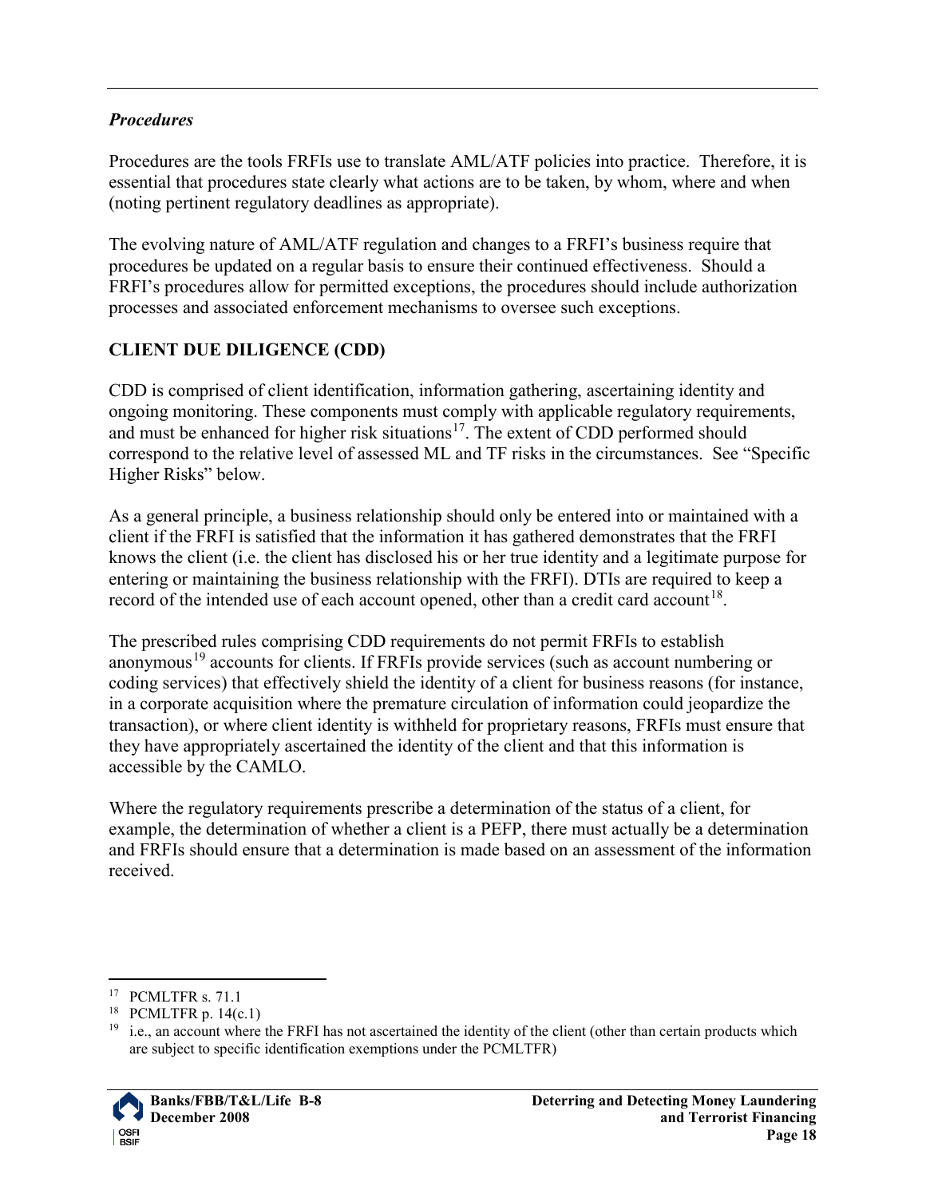### *Procedures*

Procedures are the tools FRFIs use to translate AML/ATF policies into practice. Therefore, it is essential that procedures state clearly what actions are to be taken, by whom, where and when (noting pertinent regulatory deadlines as appropriate).

The evolving nature of AML/ATF regulation and changes to a FRFI's business require that procedures be updated on a regular basis to ensure their continued effectiveness. Should a FRFI's procedures allow for permitted exceptions, the procedures should include authorization processes and associated enforcement mechanisms to oversee such exceptions.

## CLIENT DUE DILIGENCE (CDD)

CDD is comprised of client identification, information gathering, ascertaining identity and ongoing monitoring. These components must comply with applicable regulatory requirements, and must be enhanced for higher risk situations[17]. The extent of CDD performed should correspond to the relative level of assessed ML and TF risks in the circumstances. See "Specific Higher Risks" below.

As a general principle, a business relationship should only be entered into or maintained with a client if the FRFI is satisfied that the information it has gathered demonstrates that the FRFI knows the client (i.e. the client has disclosed his or her true identity and a legitimate purpose for entering or maintaining the business relationship with the FRFI). DTIs are required to keep a record of the intended use of each account opened, other than a credit card account[18].

The prescribed rules comprising CDD requirements do not permit FRFIs to establish anonymous[19] accounts for clients. If FRFIs provide services (such as account numbering or coding services) that effectively shield the identity of a client for business reasons (for instance, in a corporate acquisition where the premature circulation of information could jeopardize the transaction), or where client identity is withheld for proprietary reasons, FRFIs must ensure that they have appropriately ascertained the identity of the client and that this information is accessible by the CAMLO.

Where the regulatory requirements prescribe a determination of the status of a client, for example, the determination of whether a client is a PEFP, there must actually be a determination and FRFIs should ensure that a determination is made based on an assessment of the information received.

---

[17] PCMLTFR s. 71.1

[18] PCMLTFR p. 14(c.1)

[19] i.e., an account where the FRFI has not ascertained the identity of the client (other than certain products which are subject to specific identification exemptions under the PCMLTFR)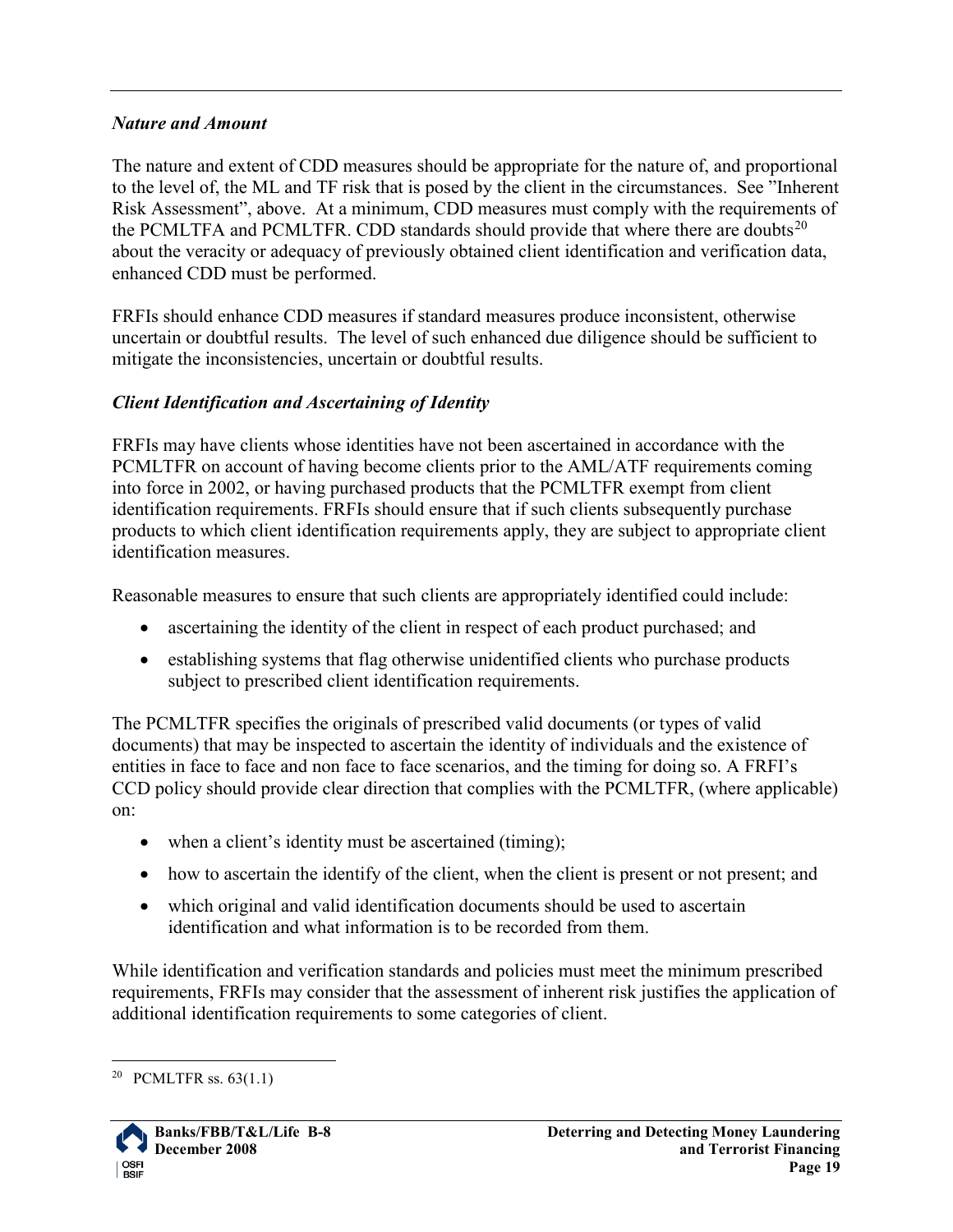### *Nature and Amount*

The nature and extent of CDD measures should be appropriate for the nature of, and proportional to the level of, the ML and TF risk that is posed by the client in the circumstances. See "Inherent Risk Assessment", above. At a minimum, CDD measures must comply with the requirements of the PCMLTFA and PCMLTFR. CDD standards should provide that where there are doubts[20] about the veracity or adequacy of previously obtained client identification and verification data, enhanced CDD must be performed.

FRFIs should enhance CDD measures if standard measures produce inconsistent, otherwise uncertain or doubtful results. The level of such enhanced due diligence should be sufficient to mitigate the inconsistencies, uncertain or doubtful results.

### *Client Identification and Ascertaining of Identity*

FRFIs may have clients whose identities have not been ascertained in accordance with the PCMLTFR on account of having become clients prior to the AML/ATF requirements coming into force in 2002, or having purchased products that the PCMLTFR exempt from client identification requirements. FRFIs should ensure that if such clients subsequently purchase products to which client identification requirements apply, they are subject to appropriate client identification measures.

Reasonable measures to ensure that such clients are appropriately identified could include:

- ascertaining the identity of the client in respect of each product purchased; and
- establishing systems that flag otherwise unidentified clients who purchase products subject to prescribed client identification requirements.

The PCMLTFR specifies the originals of prescribed valid documents (or types of valid documents) that may be inspected to ascertain the identity of individuals and the existence of entities in face to face and non face to face scenarios, and the timing for doing so. A FRFI's CCD policy should provide clear direction that complies with the PCMLTFR, (where applicable) on:

- when a client's identity must be ascertained (timing);
- how to ascertain the identify of the client, when the client is present or not present; and
- which original and valid identification documents should be used to ascertain identification and what information is to be recorded from them.

While identification and verification standards and policies must meet the minimum prescribed requirements, FRFIs may consider that the assessment of inherent risk justifies the application of additional identification requirements to some categories of client.

---

[20] PCMLTFR ss. 63(1.1)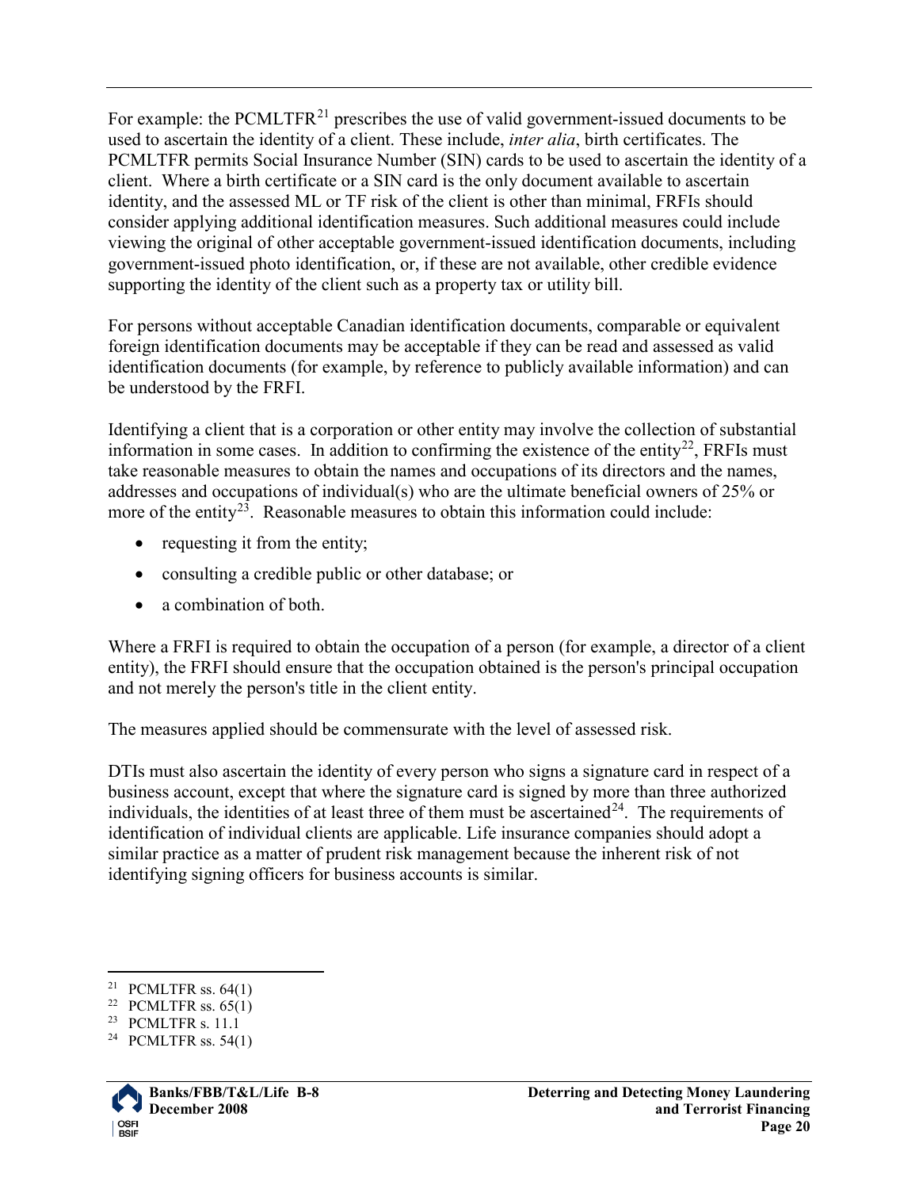For example: the PCMLTFR[21] prescribes the use of valid government-issued documents to be used to ascertain the identity of a client. These include, *inter alia*, birth certificates. The PCMLTFR permits Social Insurance Number (SIN) cards to be used to ascertain the identity of a client. Where a birth certificate or a SIN card is the only document available to ascertain identity, and the assessed ML or TF risk of the client is other than minimal, FRFIs should consider applying additional identification measures. Such additional measures could include viewing the original of other acceptable government-issued identification documents, including government-issued photo identification, or, if these are not available, other credible evidence supporting the identity of the client such as a property tax or utility bill.

For persons without acceptable Canadian identification documents, comparable or equivalent foreign identification documents may be acceptable if they can be read and assessed as valid identification documents (for example, by reference to publicly available information) and can be understood by the FRFI.

Identifying a client that is a corporation or other entity may involve the collection of substantial information in some cases. In addition to confirming the existence of the entity[22], FRFIs must take reasonable measures to obtain the names and occupations of its directors and the names, addresses and occupations of individual(s) who are the ultimate beneficial owners of 25% or more of the entity[23]. Reasonable measures to obtain this information could include:

- requesting it from the entity;
- consulting a credible public or other database; or
- a combination of both.

Where a FRFI is required to obtain the occupation of a person (for example, a director of a client entity), the FRFI should ensure that the occupation obtained is the person's principal occupation and not merely the person's title in the client entity.

The measures applied should be commensurate with the level of assessed risk.

DTIs must also ascertain the identity of every person who signs a signature card in respect of a business account, except that where the signature card is signed by more than three authorized individuals, the identities of at least three of them must be ascertained[24]. The requirements of identification of individual clients are applicable. Life insurance companies should adopt a similar practice as a matter of prudent risk management because the inherent risk of not identifying signing officers for business accounts is similar.

---

[21] PCMLTFR ss. 64(1)

[22] PCMLTFR ss. 65(1)

[23] PCMLTFR s. 11.1

[24] PCMLTFR ss. 54(1)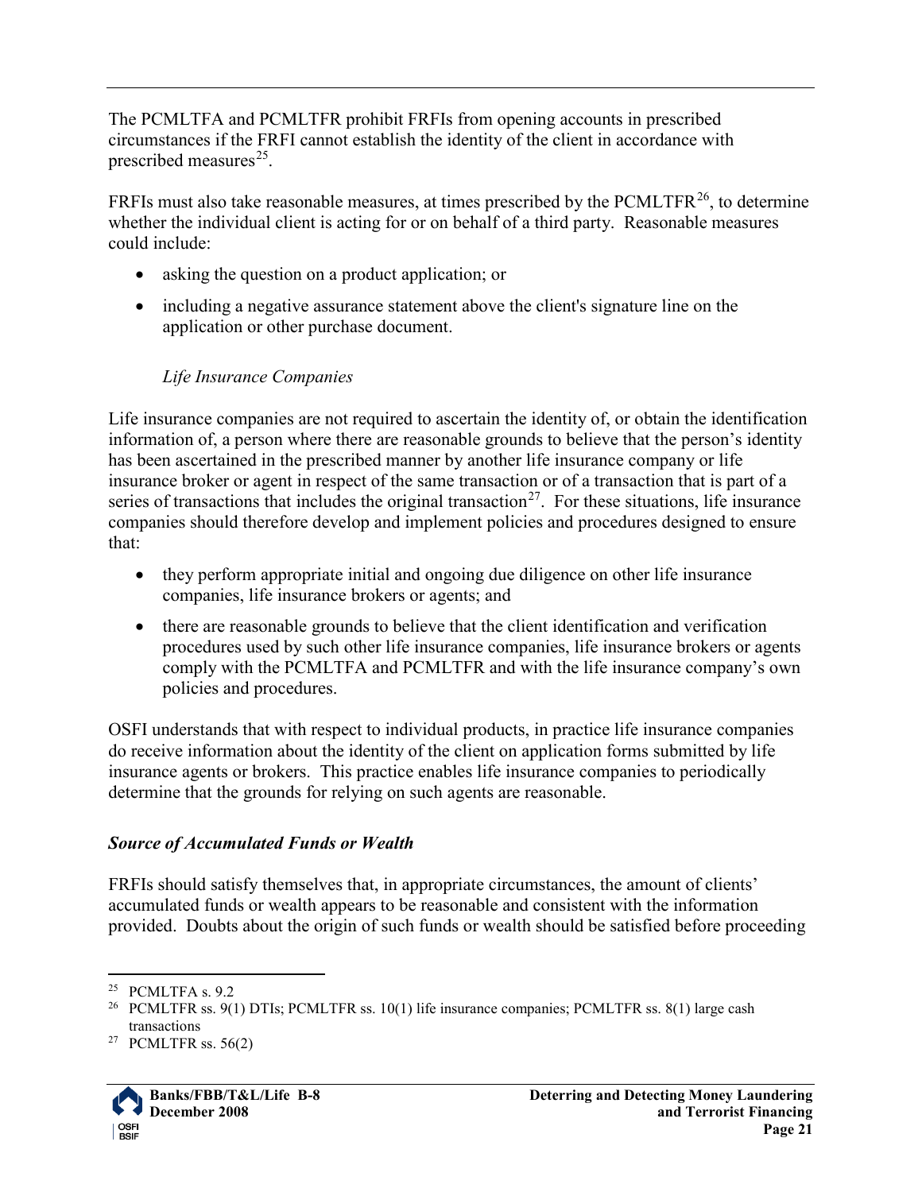The PCMLTFA and PCMLTFR prohibit FRFIs from opening accounts in prescribed circumstances if the FRFI cannot establish the identity of the client in accordance with prescribed measures[25].

FRFIs must also take reasonable measures, at times prescribed by the PCMLTFR[26], to determine whether the individual client is acting for or on behalf of a third party. Reasonable measures could include:

- asking the question on a product application; or
- including a negative assurance statement above the client's signature line on the application or other purchase document.

*Life Insurance Companies*

Life insurance companies are not required to ascertain the identity of, or obtain the identification information of, a person where there are reasonable grounds to believe that the person's identity has been ascertained in the prescribed manner by another life insurance company or life insurance broker or agent in respect of the same transaction or of a transaction that is part of a series of transactions that includes the original transaction[27]. For these situations, life insurance companies should therefore develop and implement policies and procedures designed to ensure that:

- they perform appropriate initial and ongoing due diligence on other life insurance companies, life insurance brokers or agents; and
- there are reasonable grounds to believe that the client identification and verification procedures used by such other life insurance companies, life insurance brokers or agents comply with the PCMLTFA and PCMLTFR and with the life insurance company's own policies and procedures.

OSFI understands that with respect to individual products, in practice life insurance companies do receive information about the identity of the client on application forms submitted by life insurance agents or brokers. This practice enables life insurance companies to periodically determine that the grounds for relying on such agents are reasonable.

### *Source of Accumulated Funds or Wealth*

FRFIs should satisfy themselves that, in appropriate circumstances, the amount of clients' accumulated funds or wealth appears to be reasonable and consistent with the information provided. Doubts about the origin of such funds or wealth should be satisfied before proceeding

---

[25] PCMLTFA s. 9.2

[26] PCMLTFR ss. 9(1) DTIs; PCMLTFR ss. 10(1) life insurance companies; PCMLTFR ss. 8(1) large cash transactions

[27] PCMLTFR ss. 56(2)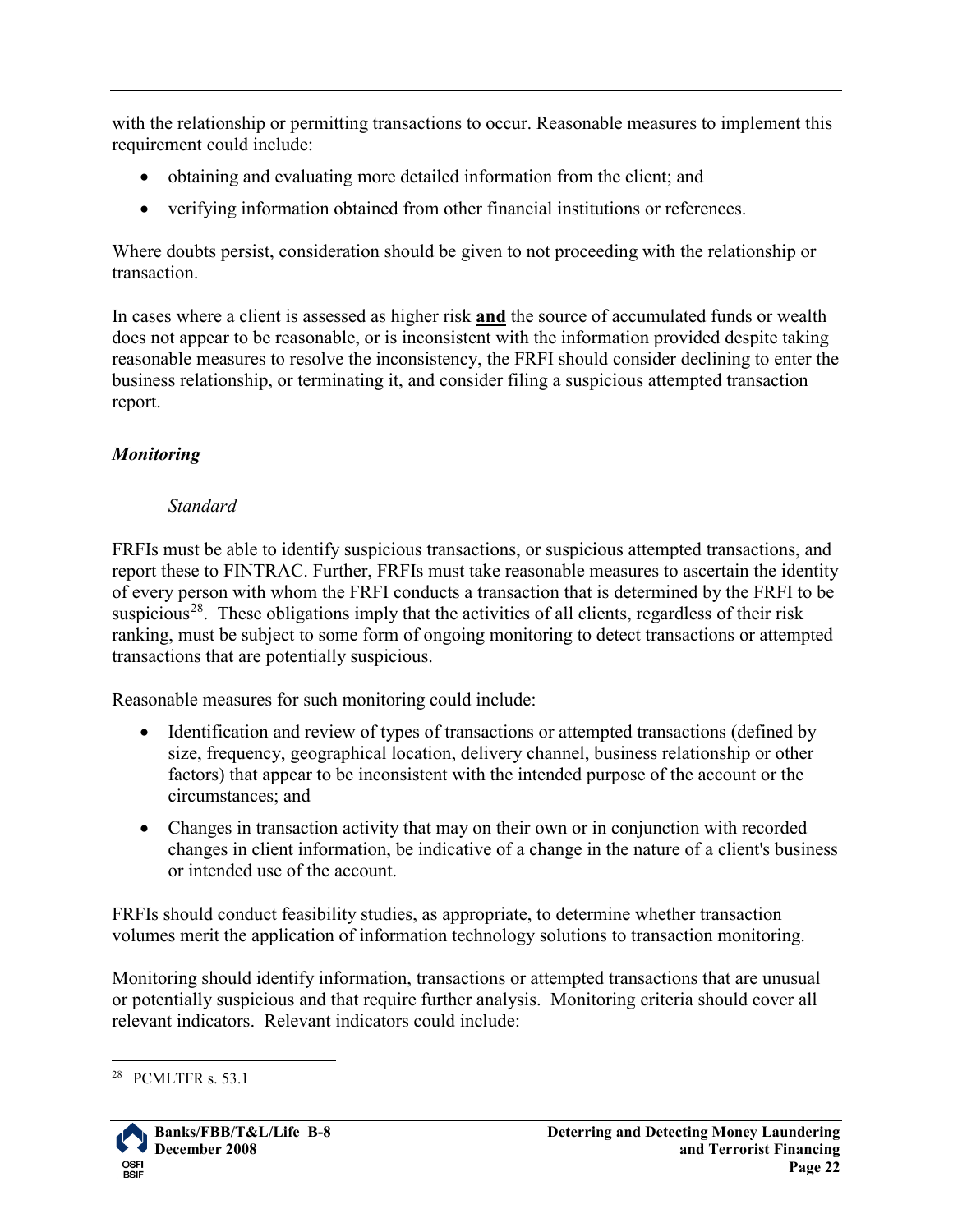with the relationship or permitting transactions to occur. Reasonable measures to implement this requirement could include:

- obtaining and evaluating more detailed information from the client; and
- verifying information obtained from other financial institutions or references.

Where doubts persist, consideration should be given to not proceeding with the relationship or transaction.

In cases where a client is assessed as higher risk **and** the source of accumulated funds or wealth does not appear to be reasonable, or is inconsistent with the information provided despite taking reasonable measures to resolve the inconsistency, the FRFI should consider declining to enter the business relationship, or terminating it, and consider filing a suspicious attempted transaction report.

***Monitoring***

*Standard*

FRFIs must be able to identify suspicious transactions, or suspicious attempted transactions, and report these to FINTRAC. Further, FRFIs must take reasonable measures to ascertain the identity of every person with whom the FRFI conducts a transaction that is determined by the FRFI to be suspicious[28]. These obligations imply that the activities of all clients, regardless of their risk ranking, must be subject to some form of ongoing monitoring to detect transactions or attempted transactions that are potentially suspicious.

Reasonable measures for such monitoring could include:

- Identification and review of types of transactions or attempted transactions (defined by size, frequency, geographical location, delivery channel, business relationship or other factors) that appear to be inconsistent with the intended purpose of the account or the circumstances; and
- Changes in transaction activity that may on their own or in conjunction with recorded changes in client information, be indicative of a change in the nature of a client's business or intended use of the account.

FRFIs should conduct feasibility studies, as appropriate, to determine whether transaction volumes merit the application of information technology solutions to transaction monitoring.

Monitoring should identify information, transactions or attempted transactions that are unusual or potentially suspicious and that require further analysis. Monitoring criteria should cover all relevant indicators. Relevant indicators could include:

---

[28] PCMLTFR s. 53.1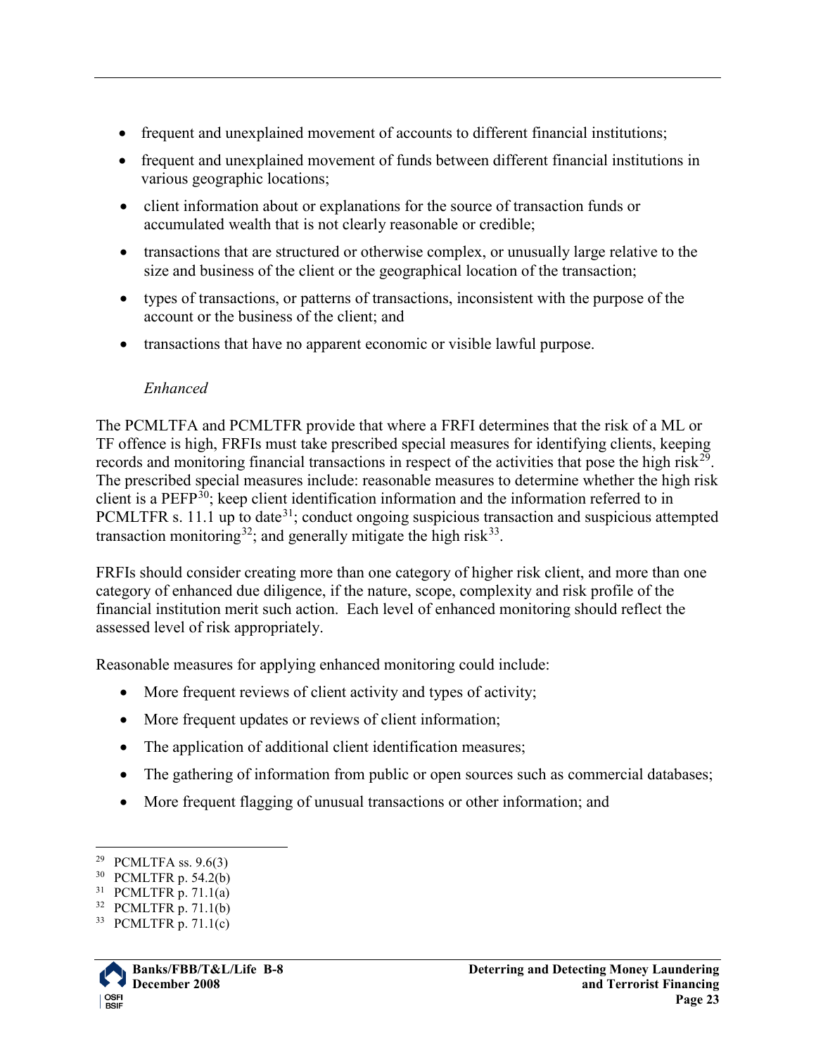- frequent and unexplained movement of accounts to different financial institutions;
- frequent and unexplained movement of funds between different financial institutions in various geographic locations;
- client information about or explanations for the source of transaction funds or accumulated wealth that is not clearly reasonable or credible;
- transactions that are structured or otherwise complex, or unusually large relative to the size and business of the client or the geographical location of the transaction;
- types of transactions, or patterns of transactions, inconsistent with the purpose of the account or the business of the client; and
- transactions that have no apparent economic or visible lawful purpose.

*Enhanced*

The PCMLTFA and PCMLTFR provide that where a FRFI determines that the risk of a ML or TF offence is high, FRFIs must take prescribed special measures for identifying clients, keeping records and monitoring financial transactions in respect of the activities that pose the high risk[29]. The prescribed special measures include: reasonable measures to determine whether the high risk client is a PEFP[30]; keep client identification information and the information referred to in PCMLTFR s. 11.1 up to date[31]; conduct ongoing suspicious transaction and suspicious attempted transaction monitoring[32]; and generally mitigate the high risk[33].

FRFIs should consider creating more than one category of higher risk client, and more than one category of enhanced due diligence, if the nature, scope, complexity and risk profile of the financial institution merit such action. Each level of enhanced monitoring should reflect the assessed level of risk appropriately.

Reasonable measures for applying enhanced monitoring could include:

- More frequent reviews of client activity and types of activity;
- More frequent updates or reviews of client information;
- The application of additional client identification measures;
- The gathering of information from public or open sources such as commercial databases;
- More frequent flagging of unusual transactions or other information; and

---

[29] PCMLTFA ss. 9.6(3)
[30] PCMLTFR p. 54.2(b)
[31] PCMLTFR p. 71.1(a)
[32] PCMLTFR p. 71.1(b)
[33] PCMLTFR p. 71.1(c)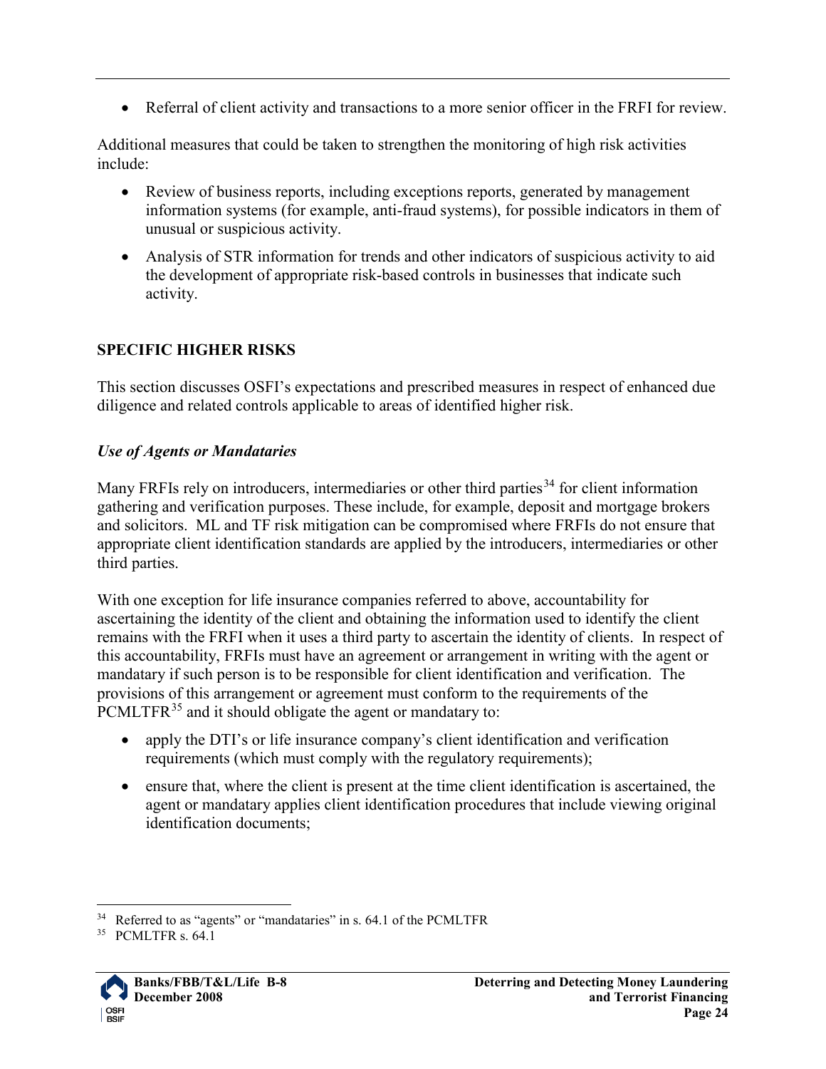- Referral of client activity and transactions to a more senior officer in the FRFI for review.

Additional measures that could be taken to strengthen the monitoring of high risk activities include:

- Review of business reports, including exceptions reports, generated by management information systems (for example, anti-fraud systems), for possible indicators in them of unusual or suspicious activity.
- Analysis of STR information for trends and other indicators of suspicious activity to aid the development of appropriate risk-based controls in businesses that indicate such activity.

## SPECIFIC HIGHER RISKS

This section discusses OSFI's expectations and prescribed measures in respect of enhanced due diligence and related controls applicable to areas of identified higher risk.

### *Use of Agents or Mandataries*

Many FRFIs rely on introducers, intermediaries or other third parties[34] for client information gathering and verification purposes. These include, for example, deposit and mortgage brokers and solicitors. ML and TF risk mitigation can be compromised where FRFIs do not ensure that appropriate client identification standards are applied by the introducers, intermediaries or other third parties.

With one exception for life insurance companies referred to above, accountability for ascertaining the identity of the client and obtaining the information used to identify the client remains with the FRFI when it uses a third party to ascertain the identity of clients. In respect of this accountability, FRFIs must have an agreement or arrangement in writing with the agent or mandatary if such person is to be responsible for client identification and verification. The provisions of this arrangement or agreement must conform to the requirements of the PCMLTFR[35] and it should obligate the agent or mandatary to:

- apply the DTI's or life insurance company's client identification and verification requirements (which must comply with the regulatory requirements);
- ensure that, where the client is present at the time client identification is ascertained, the agent or mandatary applies client identification procedures that include viewing original identification documents;

---

[34] Referred to as "agents" or "mandataries" in s. 64.1 of the PCMLTFR

[35] PCMLTFR s. 64.1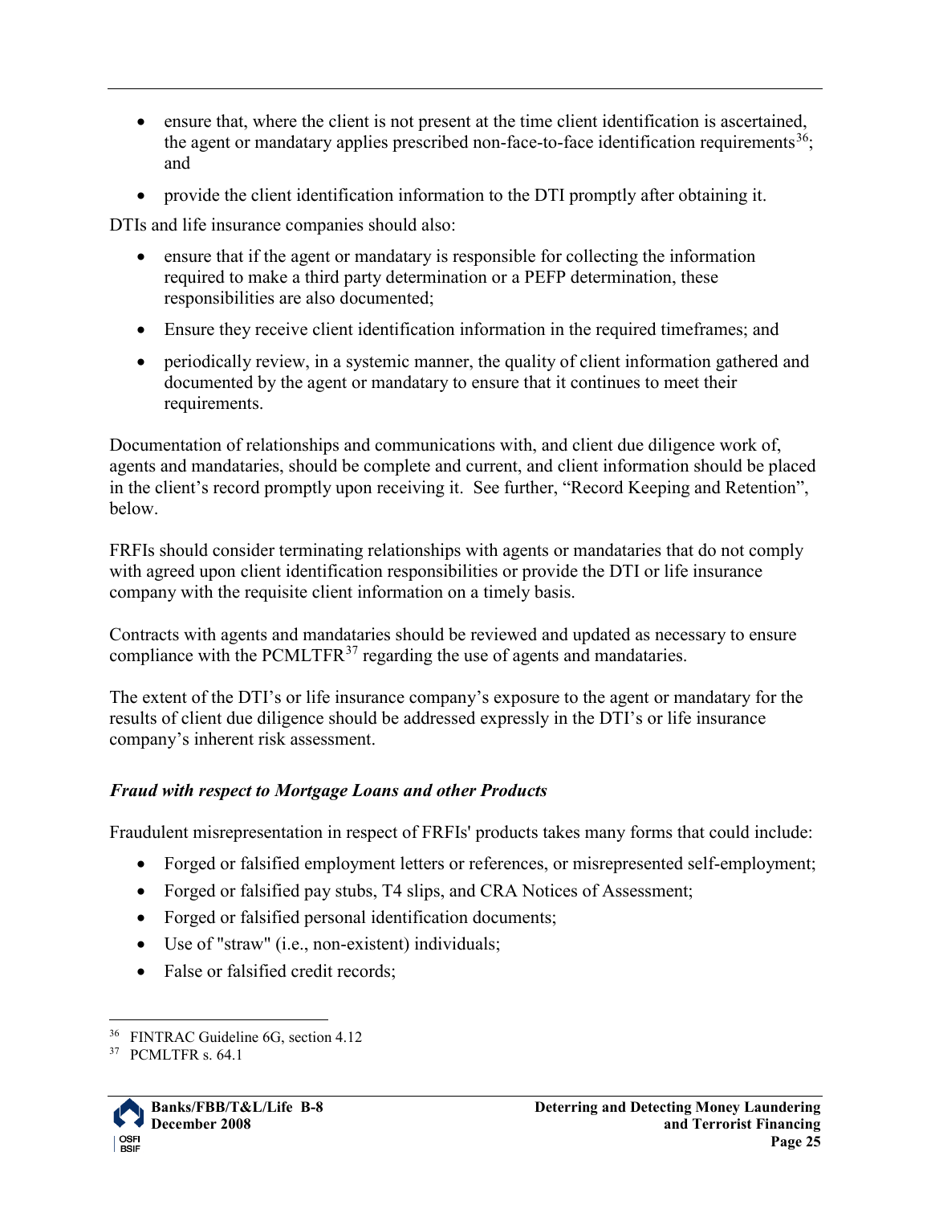- ensure that, where the client is not present at the time client identification is ascertained, the agent or mandatary applies prescribed non-face-to-face identification requirements[36]; and
- provide the client identification information to the DTI promptly after obtaining it.

DTIs and life insurance companies should also:

- ensure that if the agent or mandatary is responsible for collecting the information required to make a third party determination or a PEFP determination, these responsibilities are also documented;
- Ensure they receive client identification information in the required timeframes; and
- periodically review, in a systemic manner, the quality of client information gathered and documented by the agent or mandatary to ensure that it continues to meet their requirements.

Documentation of relationships and communications with, and client due diligence work of, agents and mandataries, should be complete and current, and client information should be placed in the client's record promptly upon receiving it. See further, "Record Keeping and Retention", below.

FRFIs should consider terminating relationships with agents or mandataries that do not comply with agreed upon client identification responsibilities or provide the DTI or life insurance company with the requisite client information on a timely basis.

Contracts with agents and mandataries should be reviewed and updated as necessary to ensure compliance with the PCMLTFR[37] regarding the use of agents and mandataries.

The extent of the DTI's or life insurance company's exposure to the agent or mandatary for the results of client due diligence should be addressed expressly in the DTI's or life insurance company's inherent risk assessment.

### *Fraud with respect to Mortgage Loans and other Products*

Fraudulent misrepresentation in respect of FRFIs' products takes many forms that could include:

- Forged or falsified employment letters or references, or misrepresented self-employment;
- Forged or falsified pay stubs, T4 slips, and CRA Notices of Assessment;
- Forged or falsified personal identification documents;
- Use of "straw" (i.e., non-existent) individuals;
- False or falsified credit records;

---

[36] FINTRAC Guideline 6G, section 4.12

[37] PCMLTFR s. 64.1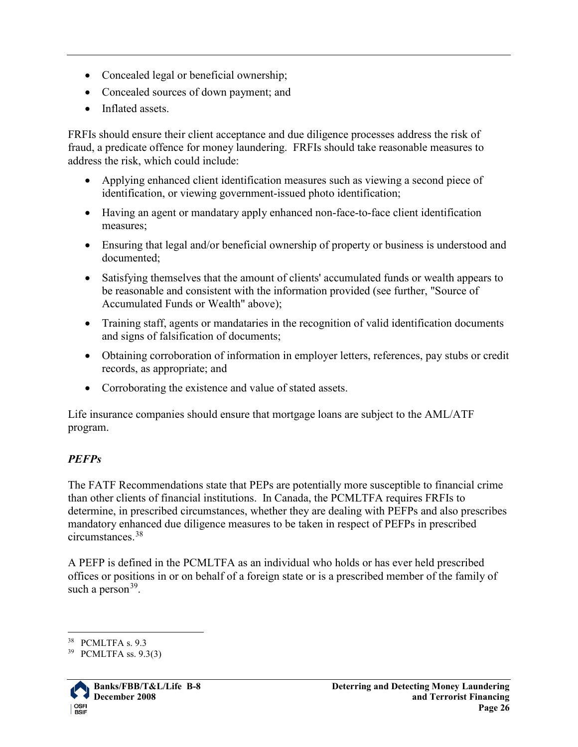- Concealed legal or beneficial ownership;
- Concealed sources of down payment; and
- Inflated assets.

FRFIs should ensure their client acceptance and due diligence processes address the risk of fraud, a predicate offence for money laundering. FRFIs should take reasonable measures to address the risk, which could include:

- Applying enhanced client identification measures such as viewing a second piece of identification, or viewing government-issued photo identification;
- Having an agent or mandatary apply enhanced non-face-to-face client identification measures;
- Ensuring that legal and/or beneficial ownership of property or business is understood and documented;
- Satisfying themselves that the amount of clients' accumulated funds or wealth appears to be reasonable and consistent with the information provided (see further, "Source of Accumulated Funds or Wealth" above);
- Training staff, agents or mandataries in the recognition of valid identification documents and signs of falsification of documents;
- Obtaining corroboration of information in employer letters, references, pay stubs or credit records, as appropriate; and
- Corroborating the existence and value of stated assets.

Life insurance companies should ensure that mortgage loans are subject to the AML/ATF program.

### *PEFPs*

The FATF Recommendations state that PEPs are potentially more susceptible to financial crime than other clients of financial institutions. In Canada, the PCMLTFA requires FRFIs to determine, in prescribed circumstances, whether they are dealing with PEFPs and also prescribes mandatory enhanced due diligence measures to be taken in respect of PEFPs in prescribed circumstances.[38]

A PEFP is defined in the PCMLTFA as an individual who holds or has ever held prescribed offices or positions in or on behalf of a foreign state or is a prescribed member of the family of such a person[39].

---

[38] PCMLTFA s. 9.3

[39] PCMLTFA ss. 9.3(3)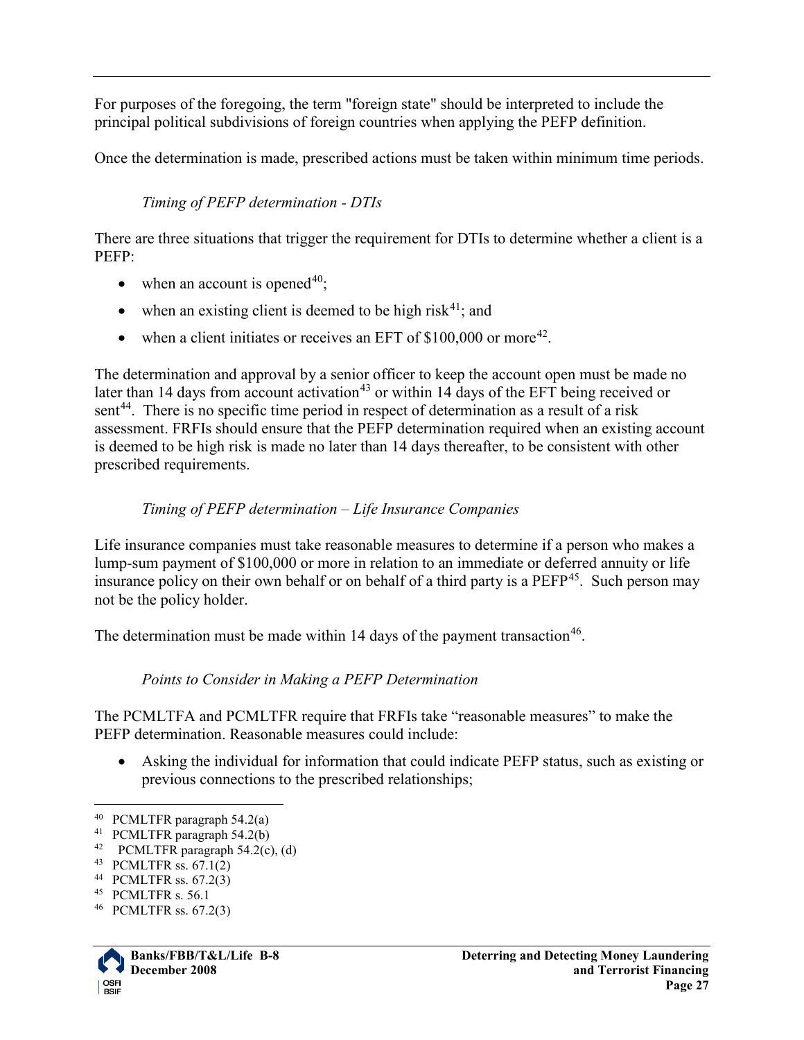For purposes of the foregoing, the term "foreign state" should be interpreted to include the principal political subdivisions of foreign countries when applying the PEFP definition.

Once the determination is made, prescribed actions must be taken within minimum time periods.

*Timing of PEFP determination - DTIs*

There are three situations that trigger the requirement for DTIs to determine whether a client is a PEFP:

- when an account is opened[40];
- when an existing client is deemed to be high risk[41]; and
- when a client initiates or receives an EFT of $100,000 or more[42].

The determination and approval by a senior officer to keep the account open must be made no later than 14 days from account activation[43] or within 14 days of the EFT being received or sent[44]. There is no specific time period in respect of determination as a result of a risk assessment. FRFIs should ensure that the PEFP determination required when an existing account is deemed to be high risk is made no later than 14 days thereafter, to be consistent with other prescribed requirements.

*Timing of PEFP determination – Life Insurance Companies*

Life insurance companies must take reasonable measures to determine if a person who makes a lump-sum payment of $100,000 or more in relation to an immediate or deferred annuity or life insurance policy on their own behalf or on behalf of a third party is a PEFP[45]. Such person may not be the policy holder.

The determination must be made within 14 days of the payment transaction[46].

*Points to Consider in Making a PEFP Determination*

The PCMLTFA and PCMLTFR require that FRFIs take "reasonable measures" to make the PEFP determination. Reasonable measures could include:

- Asking the individual for information that could indicate PEFP status, such as existing or previous connections to the prescribed relationships;

---

[40] PCMLTFR paragraph 54.2(a)
[41] PCMLTFR paragraph 54.2(b)
[42] PCMLTFR paragraph 54.2(c), (d)
[43] PCMLTFR ss. 67.1(2)
[44] PCMLTFR ss. 67.2(3)
[45] PCMLTFR s. 56.1
[46] PCMLTFR ss. 67.2(3)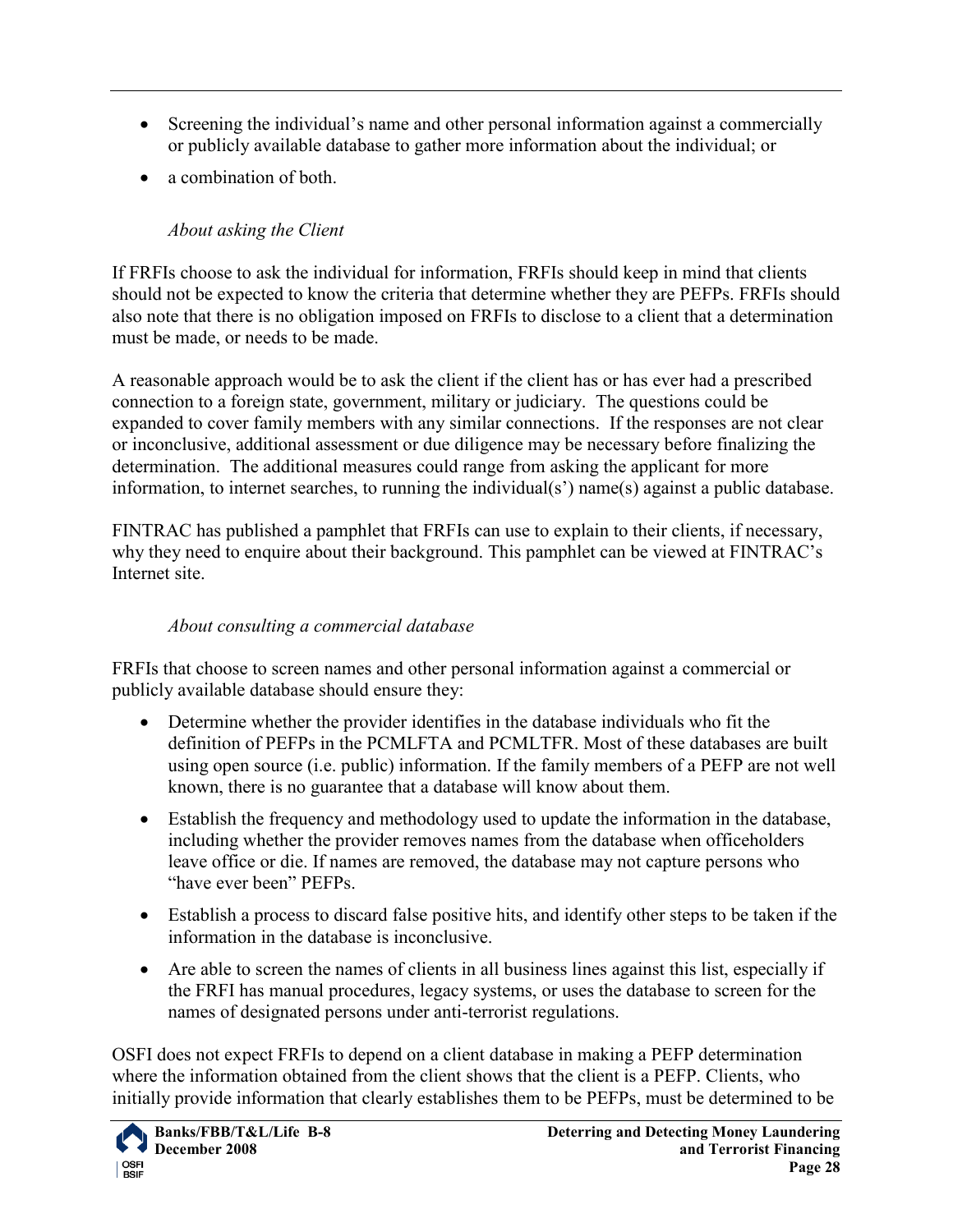- Screening the individual's name and other personal information against a commercially or publicly available database to gather more information about the individual; or
- a combination of both.

*About asking the Client*

If FRFIs choose to ask the individual for information, FRFIs should keep in mind that clients should not be expected to know the criteria that determine whether they are PEFPs. FRFIs should also note that there is no obligation imposed on FRFIs to disclose to a client that a determination must be made, or needs to be made.

A reasonable approach would be to ask the client if the client has or has ever had a prescribed connection to a foreign state, government, military or judiciary. The questions could be expanded to cover family members with any similar connections. If the responses are not clear or inconclusive, additional assessment or due diligence may be necessary before finalizing the determination. The additional measures could range from asking the applicant for more information, to internet searches, to running the individual(s') name(s) against a public database.

FINTRAC has published a pamphlet that FRFIs can use to explain to their clients, if necessary, why they need to enquire about their background. This pamphlet can be viewed at FINTRAC's Internet site.

*About consulting a commercial database*

FRFIs that choose to screen names and other personal information against a commercial or publicly available database should ensure they:

- Determine whether the provider identifies in the database individuals who fit the definition of PEFPs in the PCMLFTA and PCMLTFR. Most of these databases are built using open source (i.e. public) information. If the family members of a PEFP are not well known, there is no guarantee that a database will know about them.
- Establish the frequency and methodology used to update the information in the database, including whether the provider removes names from the database when officeholders leave office or die. If names are removed, the database may not capture persons who "have ever been" PEFPs.
- Establish a process to discard false positive hits, and identify other steps to be taken if the information in the database is inconclusive.
- Are able to screen the names of clients in all business lines against this list, especially if the FRFI has manual procedures, legacy systems, or uses the database to screen for the names of designated persons under anti-terrorist regulations.

OSFI does not expect FRFIs to depend on a client database in making a PEFP determination where the information obtained from the client shows that the client is a PEFP. Clients, who initially provide information that clearly establishes them to be PEFPs, must be determined to be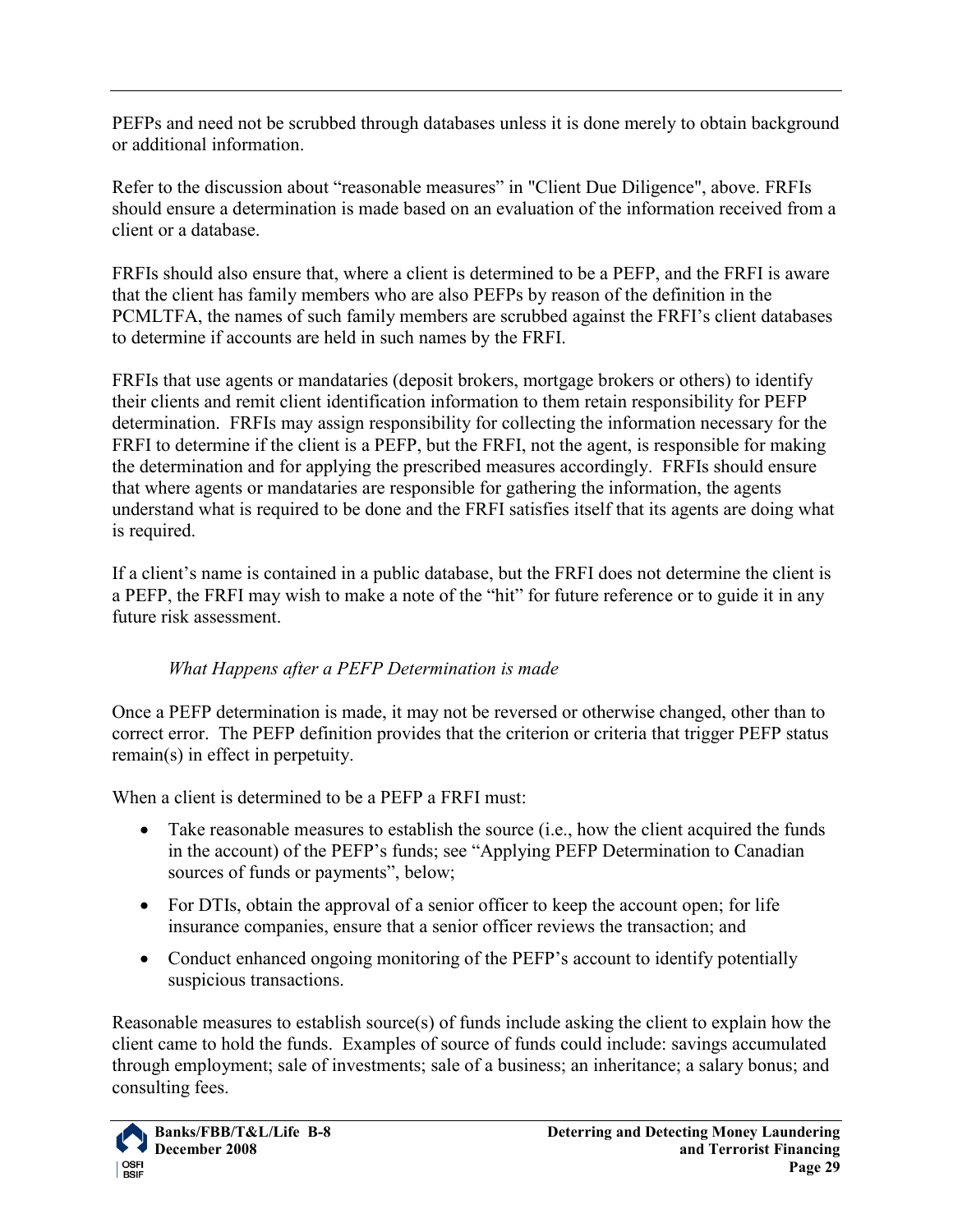PEFPs and need not be scrubbed through databases unless it is done merely to obtain background or additional information.

Refer to the discussion about "reasonable measures" in "Client Due Diligence", above. FRFIs should ensure a determination is made based on an evaluation of the information received from a client or a database.

FRFIs should also ensure that, where a client is determined to be a PEFP, and the FRFI is aware that the client has family members who are also PEFPs by reason of the definition in the PCMLTFA, the names of such family members are scrubbed against the FRFI's client databases to determine if accounts are held in such names by the FRFI.

FRFIs that use agents or mandataries (deposit brokers, mortgage brokers or others) to identify their clients and remit client identification information to them retain responsibility for PEFP determination. FRFIs may assign responsibility for collecting the information necessary for the FRFI to determine if the client is a PEFP, but the FRFI, not the agent, is responsible for making the determination and for applying the prescribed measures accordingly. FRFIs should ensure that where agents or mandataries are responsible for gathering the information, the agents understand what is required to be done and the FRFI satisfies itself that its agents are doing what is required.

If a client's name is contained in a public database, but the FRFI does not determine the client is a PEFP, the FRFI may wish to make a note of the "hit" for future reference or to guide it in any future risk assessment.

*What Happens after a PEFP Determination is made*

Once a PEFP determination is made, it may not be reversed or otherwise changed, other than to correct error. The PEFP definition provides that the criterion or criteria that trigger PEFP status remain(s) in effect in perpetuity.

When a client is determined to be a PEFP a FRFI must:

- Take reasonable measures to establish the source (i.e., how the client acquired the funds in the account) of the PEFP's funds; see "Applying PEFP Determination to Canadian sources of funds or payments", below;
- For DTIs, obtain the approval of a senior officer to keep the account open; for life insurance companies, ensure that a senior officer reviews the transaction; and
- Conduct enhanced ongoing monitoring of the PEFP's account to identify potentially suspicious transactions.

Reasonable measures to establish source(s) of funds include asking the client to explain how the client came to hold the funds. Examples of source of funds could include: savings accumulated through employment; sale of investments; sale of a business; an inheritance; a salary bonus; and consulting fees.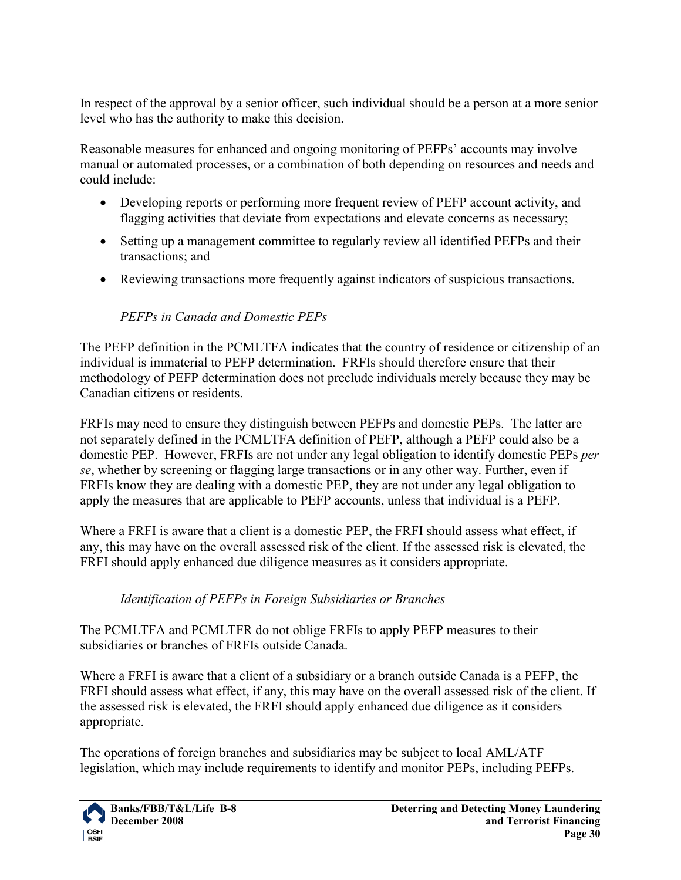In respect of the approval by a senior officer, such individual should be a person at a more senior level who has the authority to make this decision.

Reasonable measures for enhanced and ongoing monitoring of PEFPs' accounts may involve manual or automated processes, or a combination of both depending on resources and needs and could include:

- Developing reports or performing more frequent review of PEFP account activity, and flagging activities that deviate from expectations and elevate concerns as necessary;
- Setting up a management committee to regularly review all identified PEFPs and their transactions; and
- Reviewing transactions more frequently against indicators of suspicious transactions.

*PEFPs in Canada and Domestic PEPs*

The PEFP definition in the PCMLTFA indicates that the country of residence or citizenship of an individual is immaterial to PEFP determination. FRFIs should therefore ensure that their methodology of PEFP determination does not preclude individuals merely because they may be Canadian citizens or residents.

FRFIs may need to ensure they distinguish between PEFPs and domestic PEPs. The latter are not separately defined in the PCMLTFA definition of PEFP, although a PEFP could also be a domestic PEP. However, FRFIs are not under any legal obligation to identify domestic PEPs *per se*, whether by screening or flagging large transactions or in any other way. Further, even if FRFIs know they are dealing with a domestic PEP, they are not under any legal obligation to apply the measures that are applicable to PEFP accounts, unless that individual is a PEFP.

Where a FRFI is aware that a client is a domestic PEP, the FRFI should assess what effect, if any, this may have on the overall assessed risk of the client. If the assessed risk is elevated, the FRFI should apply enhanced due diligence measures as it considers appropriate.

*Identification of PEFPs in Foreign Subsidiaries or Branches*

The PCMLTFA and PCMLTFR do not oblige FRFIs to apply PEFP measures to their subsidiaries or branches of FRFIs outside Canada.

Where a FRFI is aware that a client of a subsidiary or a branch outside Canada is a PEFP, the FRFI should assess what effect, if any, this may have on the overall assessed risk of the client. If the assessed risk is elevated, the FRFI should apply enhanced due diligence as it considers appropriate.

The operations of foreign branches and subsidiaries may be subject to local AML/ATF legislation, which may include requirements to identify and monitor PEPs, including PEFPs.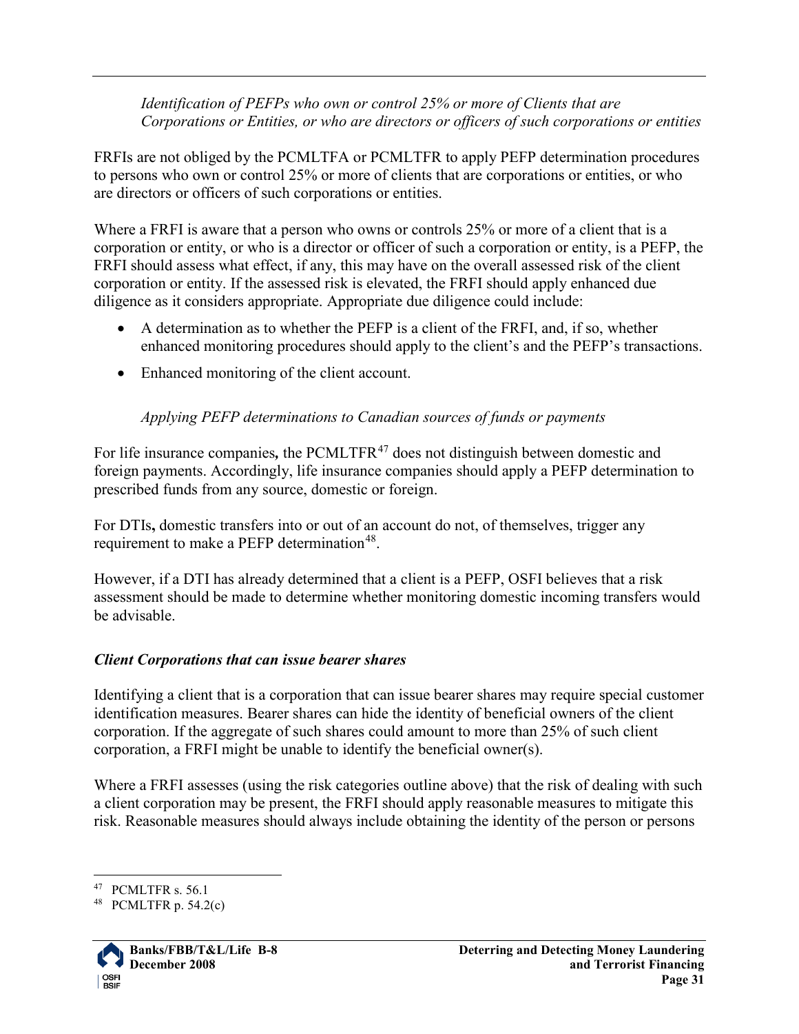*Identification of PEFPs who own or control 25% or more of Clients that are Corporations or Entities, or who are directors or officers of such corporations or entities*

FRFIs are not obliged by the PCMLTFA or PCMLTFR to apply PEFP determination procedures to persons who own or control 25% or more of clients that are corporations or entities, or who are directors or officers of such corporations or entities.

Where a FRFI is aware that a person who owns or controls 25% or more of a client that is a corporation or entity, or who is a director or officer of such a corporation or entity, is a PEFP, the FRFI should assess what effect, if any, this may have on the overall assessed risk of the client corporation or entity. If the assessed risk is elevated, the FRFI should apply enhanced due diligence as it considers appropriate. Appropriate due diligence could include:

- A determination as to whether the PEFP is a client of the FRFI, and, if so, whether enhanced monitoring procedures should apply to the client's and the PEFP's transactions.
- Enhanced monitoring of the client account.

*Applying PEFP determinations to Canadian sources of funds or payments*

For life insurance companies**,** the PCMLTFR[47] does not distinguish between domestic and foreign payments. Accordingly, life insurance companies should apply a PEFP determination to prescribed funds from any source, domestic or foreign.

For DTIs**,** domestic transfers into or out of an account do not, of themselves, trigger any requirement to make a PEFP determination[48].

However, if a DTI has already determined that a client is a PEFP, OSFI believes that a risk assessment should be made to determine whether monitoring domestic incoming transfers would be advisable.

***Client Corporations that can issue bearer shares***

Identifying a client that is a corporation that can issue bearer shares may require special customer identification measures. Bearer shares can hide the identity of beneficial owners of the client corporation. If the aggregate of such shares could amount to more than 25% of such client corporation, a FRFI might be unable to identify the beneficial owner(s).

Where a FRFI assesses (using the risk categories outline above) that the risk of dealing with such a client corporation may be present, the FRFI should apply reasonable measures to mitigate this risk. Reasonable measures should always include obtaining the identity of the person or persons

---

[47] PCMLTFR s. 56.1

[48] PCMLTFR p. 54.2(c)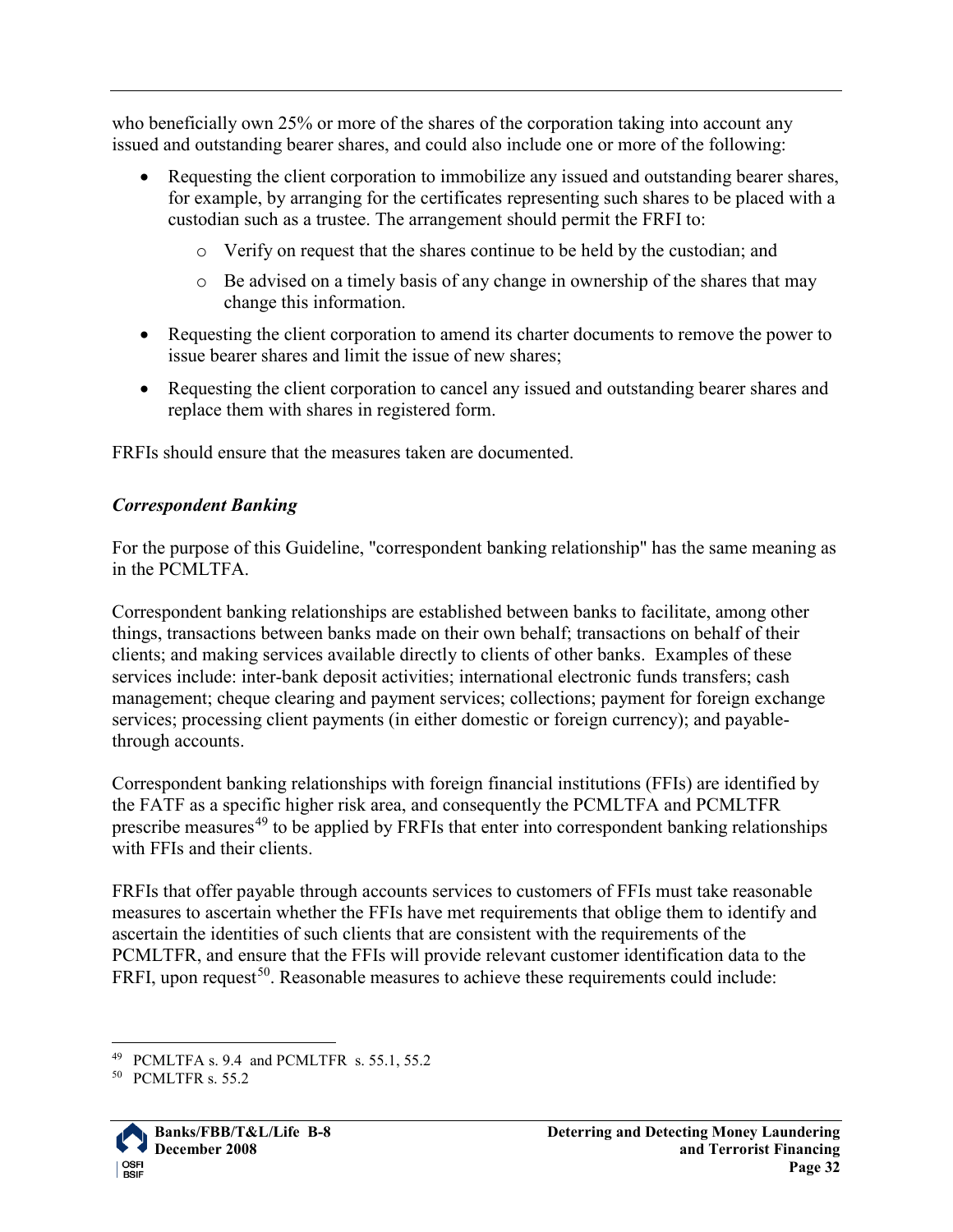who beneficially own 25% or more of the shares of the corporation taking into account any issued and outstanding bearer shares, and could also include one or more of the following:

- Requesting the client corporation to immobilize any issued and outstanding bearer shares, for example, by arranging for the certificates representing such shares to be placed with a custodian such as a trustee. The arrangement should permit the FRFI to:
  - Verify on request that the shares continue to be held by the custodian; and
  - Be advised on a timely basis of any change in ownership of the shares that may change this information.
- Requesting the client corporation to amend its charter documents to remove the power to issue bearer shares and limit the issue of new shares;
- Requesting the client corporation to cancel any issued and outstanding bearer shares and replace them with shares in registered form.

FRFIs should ensure that the measures taken are documented.

### *Correspondent Banking*

For the purpose of this Guideline, "correspondent banking relationship" has the same meaning as in the PCMLTFA.

Correspondent banking relationships are established between banks to facilitate, among other things, transactions between banks made on their own behalf; transactions on behalf of their clients; and making services available directly to clients of other banks. Examples of these services include: inter-bank deposit activities; international electronic funds transfers; cash management; cheque clearing and payment services; collections; payment for foreign exchange services; processing client payments (in either domestic or foreign currency); and payable-through accounts.

Correspondent banking relationships with foreign financial institutions (FFIs) are identified by the FATF as a specific higher risk area, and consequently the PCMLTFA and PCMLTFR prescribe measures[49] to be applied by FRFIs that enter into correspondent banking relationships with FFIs and their clients.

FRFIs that offer payable through accounts services to customers of FFIs must take reasonable measures to ascertain whether the FFIs have met requirements that oblige them to identify and ascertain the identities of such clients that are consistent with the requirements of the PCMLTFR, and ensure that the FFIs will provide relevant customer identification data to the FRFI, upon request[50]. Reasonable measures to achieve these requirements could include:

---

[49] PCMLTFA s. 9.4 and PCMLTFR s. 55.1, 55.2

[50] PCMLTFR s. 55.2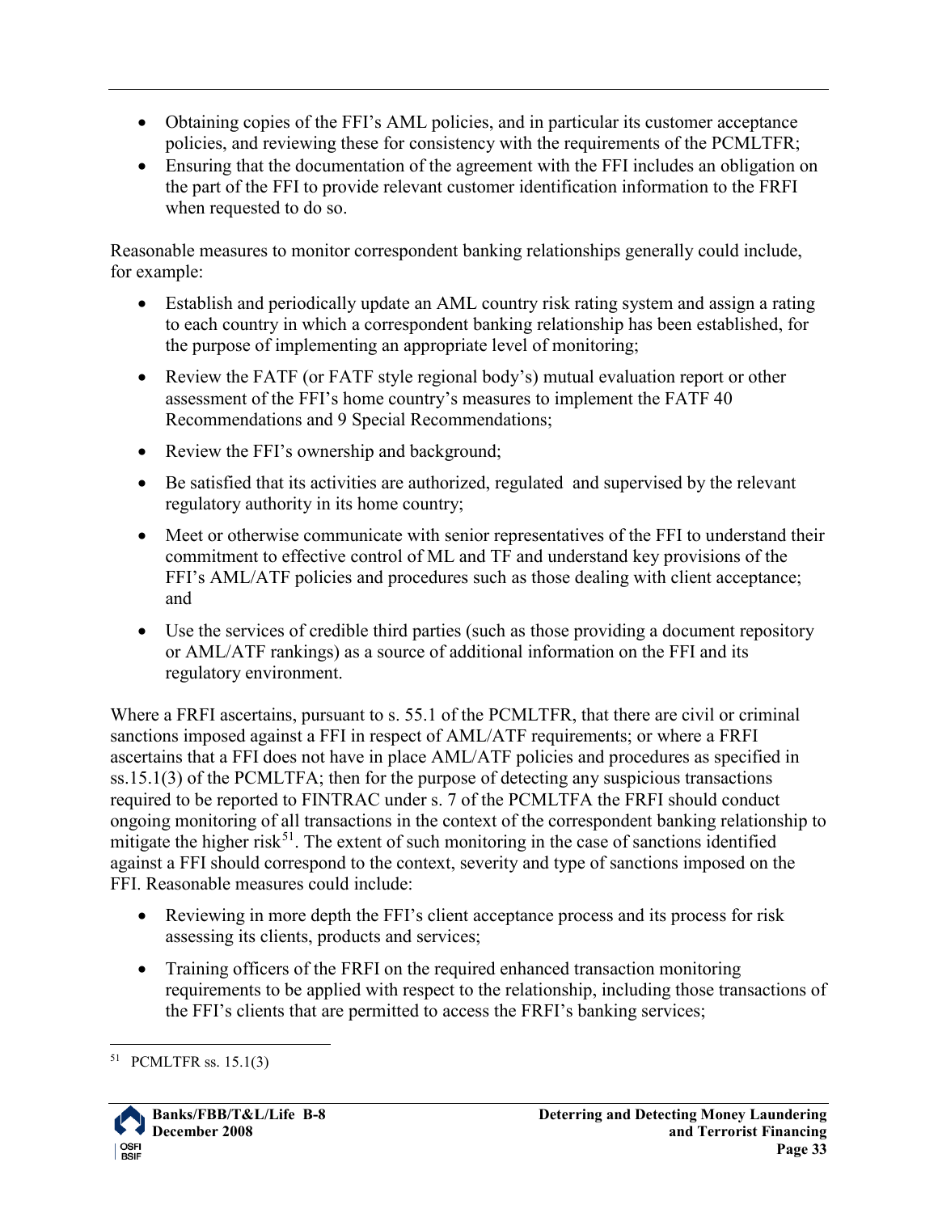- Obtaining copies of the FFI's AML policies, and in particular its customer acceptance policies, and reviewing these for consistency with the requirements of the PCMLTFR;
- Ensuring that the documentation of the agreement with the FFI includes an obligation on the part of the FFI to provide relevant customer identification information to the FRFI when requested to do so.

Reasonable measures to monitor correspondent banking relationships generally could include, for example:

- Establish and periodically update an AML country risk rating system and assign a rating to each country in which a correspondent banking relationship has been established, for the purpose of implementing an appropriate level of monitoring;
- Review the FATF (or FATF style regional body's) mutual evaluation report or other assessment of the FFI's home country's measures to implement the FATF 40 Recommendations and 9 Special Recommendations;
- Review the FFI's ownership and background;
- Be satisfied that its activities are authorized, regulated and supervised by the relevant regulatory authority in its home country;
- Meet or otherwise communicate with senior representatives of the FFI to understand their commitment to effective control of ML and TF and understand key provisions of the FFI's AML/ATF policies and procedures such as those dealing with client acceptance; and
- Use the services of credible third parties (such as those providing a document repository or AML/ATF rankings) as a source of additional information on the FFI and its regulatory environment.

Where a FRFI ascertains, pursuant to s. 55.1 of the PCMLTFR, that there are civil or criminal sanctions imposed against a FFI in respect of AML/ATF requirements; or where a FRFI ascertains that a FFI does not have in place AML/ATF policies and procedures as specified in ss.15.1(3) of the PCMLTFA; then for the purpose of detecting any suspicious transactions required to be reported to FINTRAC under s. 7 of the PCMLTFA the FRFI should conduct ongoing monitoring of all transactions in the context of the correspondent banking relationship to mitigate the higher risk[51]. The extent of such monitoring in the case of sanctions identified against a FFI should correspond to the context, severity and type of sanctions imposed on the FFI. Reasonable measures could include:

- Reviewing in more depth the FFI's client acceptance process and its process for risk assessing its clients, products and services;
- Training officers of the FRFI on the required enhanced transaction monitoring requirements to be applied with respect to the relationship, including those transactions of the FFI's clients that are permitted to access the FRFI's banking services;

[51] PCMLTFR ss. 15.1(3)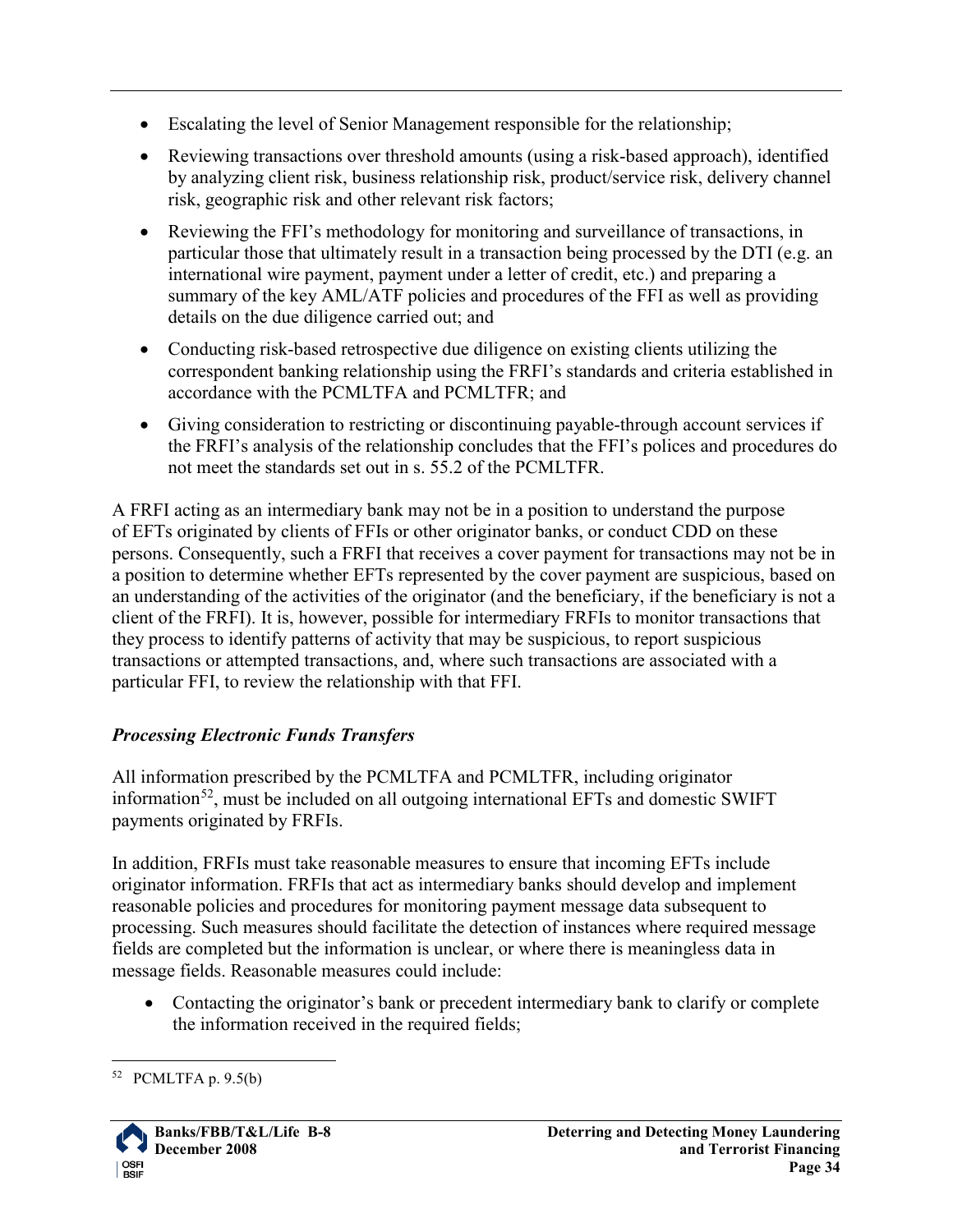- Escalating the level of Senior Management responsible for the relationship;
- Reviewing transactions over threshold amounts (using a risk-based approach), identified by analyzing client risk, business relationship risk, product/service risk, delivery channel risk, geographic risk and other relevant risk factors;
- Reviewing the FFI's methodology for monitoring and surveillance of transactions, in particular those that ultimately result in a transaction being processed by the DTI (e.g. an international wire payment, payment under a letter of credit, etc.) and preparing a summary of the key AML/ATF policies and procedures of the FFI as well as providing details on the due diligence carried out; and
- Conducting risk-based retrospective due diligence on existing clients utilizing the correspondent banking relationship using the FRFI's standards and criteria established in accordance with the PCMLTFA and PCMLTFR; and
- Giving consideration to restricting or discontinuing payable-through account services if the FRFI's analysis of the relationship concludes that the FFI's polices and procedures do not meet the standards set out in s. 55.2 of the PCMLTFR.

A FRFI acting as an intermediary bank may not be in a position to understand the purpose of EFTs originated by clients of FFIs or other originator banks, or conduct CDD on these persons. Consequently, such a FRFI that receives a cover payment for transactions may not be in a position to determine whether EFTs represented by the cover payment are suspicious, based on an understanding of the activities of the originator (and the beneficiary, if the beneficiary is not a client of the FRFI). It is, however, possible for intermediary FRFIs to monitor transactions that they process to identify patterns of activity that may be suspicious, to report suspicious transactions or attempted transactions, and, where such transactions are associated with a particular FFI, to review the relationship with that FFI.

### *Processing Electronic Funds Transfers*

All information prescribed by the PCMLTFA and PCMLTFR, including originator information[52], must be included on all outgoing international EFTs and domestic SWIFT payments originated by FRFIs.

In addition, FRFIs must take reasonable measures to ensure that incoming EFTs include originator information. FRFIs that act as intermediary banks should develop and implement reasonable policies and procedures for monitoring payment message data subsequent to processing. Such measures should facilitate the detection of instances where required message fields are completed but the information is unclear, or where there is meaningless data in message fields. Reasonable measures could include:

- Contacting the originator's bank or precedent intermediary bank to clarify or complete the information received in the required fields;

[52] PCMLTFA p. 9.5(b)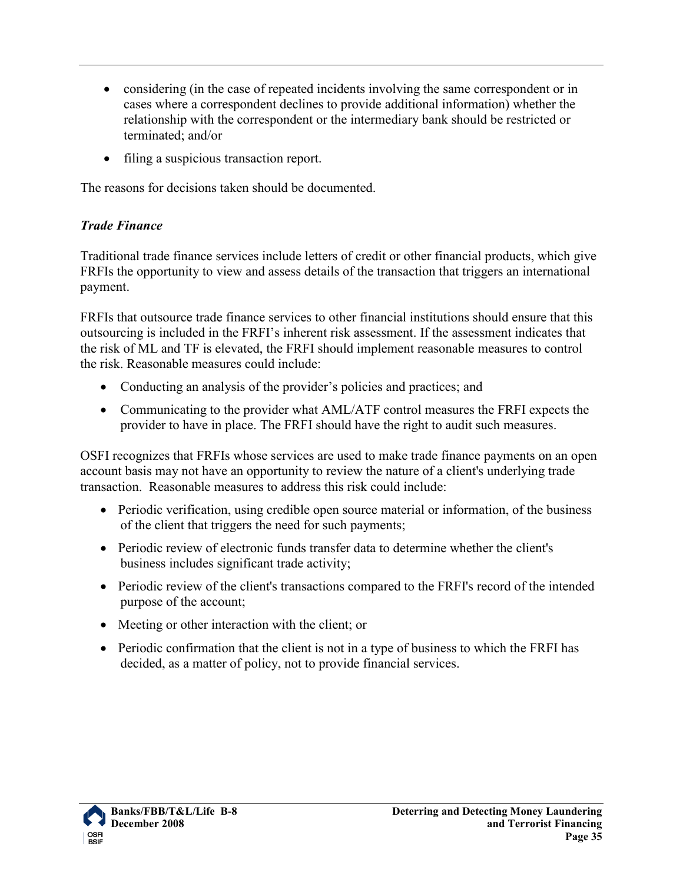- considering (in the case of repeated incidents involving the same correspondent or in cases where a correspondent declines to provide additional information) whether the relationship with the correspondent or the intermediary bank should be restricted or terminated; and/or
- filing a suspicious transaction report.

The reasons for decisions taken should be documented.

***Trade Finance***

Traditional trade finance services include letters of credit or other financial products, which give FRFIs the opportunity to view and assess details of the transaction that triggers an international payment.

FRFIs that outsource trade finance services to other financial institutions should ensure that this outsourcing is included in the FRFI's inherent risk assessment. If the assessment indicates that the risk of ML and TF is elevated, the FRFI should implement reasonable measures to control the risk. Reasonable measures could include:

- Conducting an analysis of the provider's policies and practices; and
- Communicating to the provider what AML/ATF control measures the FRFI expects the provider to have in place. The FRFI should have the right to audit such measures.

OSFI recognizes that FRFIs whose services are used to make trade finance payments on an open account basis may not have an opportunity to review the nature of a client's underlying trade transaction. Reasonable measures to address this risk could include:

- Periodic verification, using credible open source material or information, of the business of the client that triggers the need for such payments;
- Periodic review of electronic funds transfer data to determine whether the client's business includes significant trade activity;
- Periodic review of the client's transactions compared to the FRFI's record of the intended purpose of the account;
- Meeting or other interaction with the client; or
- Periodic confirmation that the client is not in a type of business to which the FRFI has decided, as a matter of policy, not to provide financial services.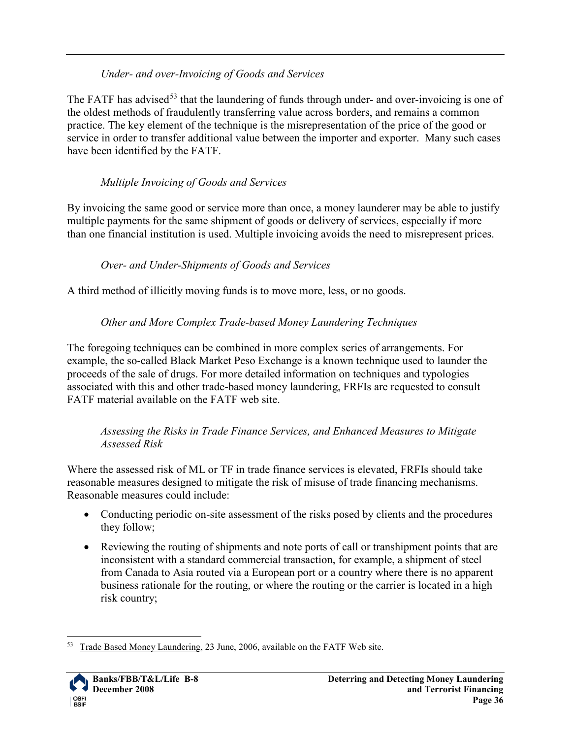*Under- and over-Invoicing of Goods and Services*

The FATF has advised[53] that the laundering of funds through under- and over-invoicing is one of the oldest methods of fraudulently transferring value across borders, and remains a common practice. The key element of the technique is the misrepresentation of the price of the good or service in order to transfer additional value between the importer and exporter. Many such cases have been identified by the FATF.

*Multiple Invoicing of Goods and Services*

By invoicing the same good or service more than once, a money launderer may be able to justify multiple payments for the same shipment of goods or delivery of services, especially if more than one financial institution is used. Multiple invoicing avoids the need to misrepresent prices.

*Over- and Under-Shipments of Goods and Services*

A third method of illicitly moving funds is to move more, less, or no goods.

*Other and More Complex Trade-based Money Laundering Techniques*

The foregoing techniques can be combined in more complex series of arrangements. For example, the so-called Black Market Peso Exchange is a known technique used to launder the proceeds of the sale of drugs. For more detailed information on techniques and typologies associated with this and other trade-based money laundering, FRFIs are requested to consult FATF material available on the FATF web site.

*Assessing the Risks in Trade Finance Services, and Enhanced Measures to Mitigate Assessed Risk*

Where the assessed risk of ML or TF in trade finance services is elevated, FRFIs should take reasonable measures designed to mitigate the risk of misuse of trade financing mechanisms. Reasonable measures could include:

- Conducting periodic on-site assessment of the risks posed by clients and the procedures they follow;
- Reviewing the routing of shipments and note ports of call or transhipment points that are inconsistent with a standard commercial transaction, for example, a shipment of steel from Canada to Asia routed via a European port or a country where there is no apparent business rationale for the routing, or where the routing or the carrier is located in a high risk country;

[53] Trade Based Money Laundering, 23 June, 2006, available on the FATF Web site.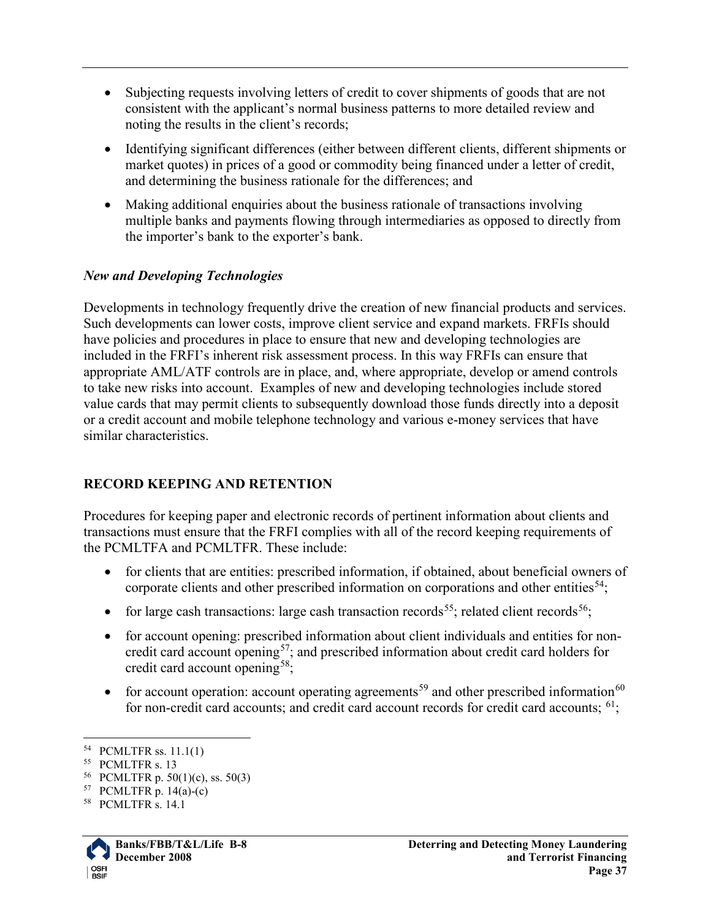- Subjecting requests involving letters of credit to cover shipments of goods that are not consistent with the applicant's normal business patterns to more detailed review and noting the results in the client's records;
- Identifying significant differences (either between different clients, different shipments or market quotes) in prices of a good or commodity being financed under a letter of credit, and determining the business rationale for the differences; and
- Making additional enquiries about the business rationale of transactions involving multiple banks and payments flowing through intermediaries as opposed to directly from the importer's bank to the exporter's bank.

*New and Developing Technologies*

Developments in technology frequently drive the creation of new financial products and services. Such developments can lower costs, improve client service and expand markets. FRFIs should have policies and procedures in place to ensure that new and developing technologies are included in the FRFI's inherent risk assessment process. In this way FRFIs can ensure that appropriate AML/ATF controls are in place, and, where appropriate, develop or amend controls to take new risks into account. Examples of new and developing technologies include stored value cards that may permit clients to subsequently download those funds directly into a deposit or a credit account and mobile telephone technology and various e-money services that have similar characteristics.

## RECORD KEEPING AND RETENTION

Procedures for keeping paper and electronic records of pertinent information about clients and transactions must ensure that the FRFI complies with all of the record keeping requirements of the PCMLTFA and PCMLTFR. These include:

- for clients that are entities: prescribed information, if obtained, about beneficial owners of corporate clients and other prescribed information on corporations and other entities[54];
- for large cash transactions: large cash transaction records[55]; related client records[56];
- for account opening: prescribed information about client individuals and entities for non-credit card account opening[57]; and prescribed information about credit card holders for credit card account opening[58];
- for account operation: account operating agreements[59] and other prescribed information[60] for non-credit card accounts; and credit card account records for credit card accounts; [61];

---

[54] PCMLTFR ss. 11.1(1)
[55] PCMLTFR s. 13
[56] PCMLTFR p. 50(1)(c), ss. 50(3)
[57] PCMLTFR p. 14(a)-(c)
[58] PCMLTFR s. 14.1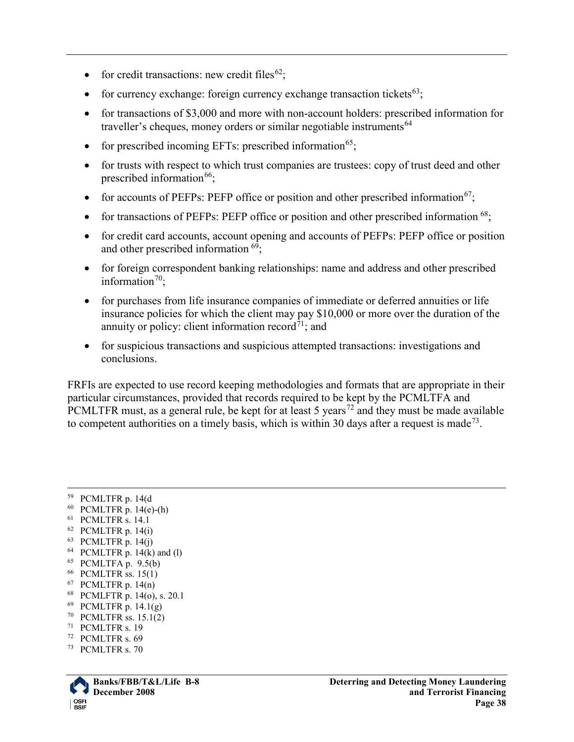- for credit transactions: new credit files[62];
- for currency exchange: foreign currency exchange transaction tickets[63];
- for transactions of $3,000 and more with non-account holders: prescribed information for traveller's cheques, money orders or similar negotiable instruments[64]
- for prescribed incoming EFTs: prescribed information[65];
- for trusts with respect to which trust companies are trustees: copy of trust deed and other prescribed information[66];
- for accounts of PEFPs: PEFP office or position and other prescribed information[67];
- for transactions of PEFPs: PEFP office or position and other prescribed information [68];
- for credit card accounts, account opening and accounts of PEFPs: PEFP office or position and other prescribed information [69];
- for foreign correspondent banking relationships: name and address and other prescribed information[70];
- for purchases from life insurance companies of immediate or deferred annuities or life insurance policies for which the client may pay $10,000 or more over the duration of the annuity or policy: client information record[71]; and
- for suspicious transactions and suspicious attempted transactions: investigations and conclusions.

FRFIs are expected to use record keeping methodologies and formats that are appropriate in their particular circumstances, provided that records required to be kept by the PCMLTFA and PCMLTFR must, as a general rule, be kept for at least 5 years[72] and they must be made available to competent authorities on a timely basis, which is within 30 days after a request is made[73].

---

[59] PCMLTFR p. 14(d

[60] PCMLTFR p. 14(e)-(h)

[61] PCMLTFR s. 14.1

[62] PCMLTFR p. 14(i)

[63] PCMLTFR p. 14(j)

[64] PCMLTFR p. 14(k) and (l)

[65] PCMLTFA p. 9.5(b)

[66] PCMLTFR ss. 15(1)

[67] PCMLTFR p. 14(n)

[68] PCMLFTR p. 14(o), s. 20.1

[69] PCMLTFR p. 14.1(g)

[70] PCMLTFR ss. 15.1(2)

[71] PCMLTFR s. 19

[72] PCMLTFR s. 69

[73] PCMLTFR s. 70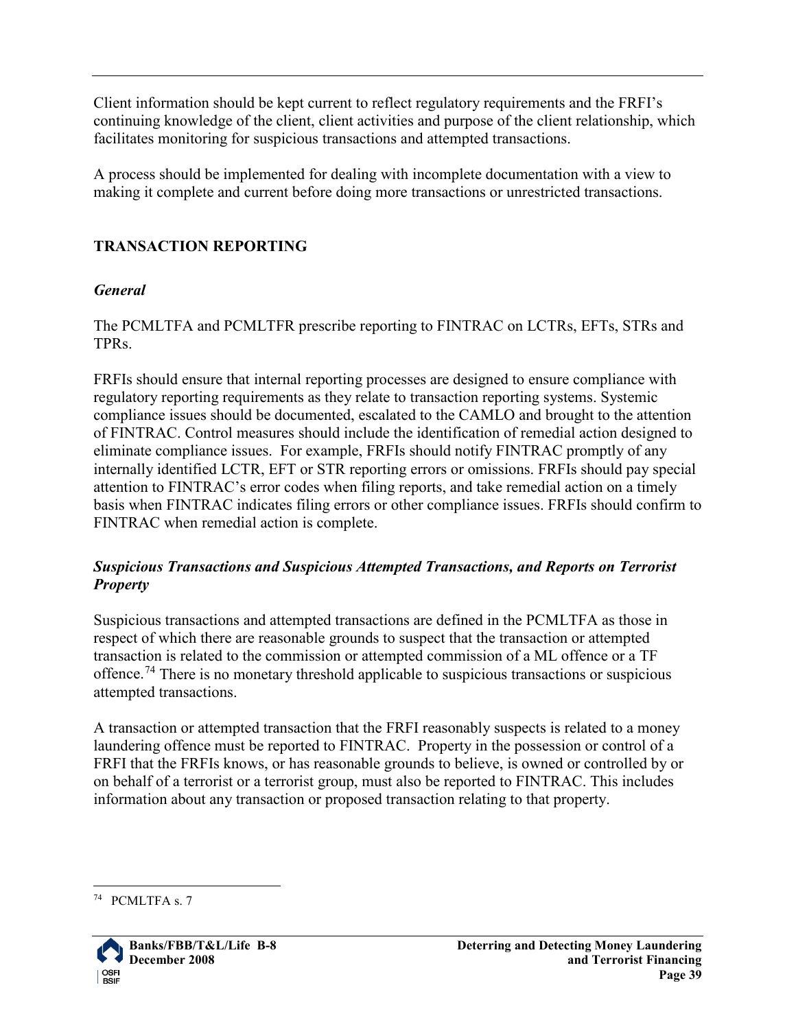Client information should be kept current to reflect regulatory requirements and the FRFI's continuing knowledge of the client, client activities and purpose of the client relationship, which facilitates monitoring for suspicious transactions and attempted transactions.

A process should be implemented for dealing with incomplete documentation with a view to making it complete and current before doing more transactions or unrestricted transactions.

## TRANSACTION REPORTING

### *General*

The PCMLTFA and PCMLTFR prescribe reporting to FINTRAC on LCTRs, EFTs, STRs and TPRs.

FRFIs should ensure that internal reporting processes are designed to ensure compliance with regulatory reporting requirements as they relate to transaction reporting systems. Systemic compliance issues should be documented, escalated to the CAMLO and brought to the attention of FINTRAC. Control measures should include the identification of remedial action designed to eliminate compliance issues. For example, FRFIs should notify FINTRAC promptly of any internally identified LCTR, EFT or STR reporting errors or omissions. FRFIs should pay special attention to FINTRAC's error codes when filing reports, and take remedial action on a timely basis when FINTRAC indicates filing errors or other compliance issues. FRFIs should confirm to FINTRAC when remedial action is complete.

### *Suspicious Transactions and Suspicious Attempted Transactions, and Reports on Terrorist Property*

Suspicious transactions and attempted transactions are defined in the PCMLTFA as those in respect of which there are reasonable grounds to suspect that the transaction or attempted transaction is related to the commission or attempted commission of a ML offence or a TF offence.[74] There is no monetary threshold applicable to suspicious transactions or suspicious attempted transactions.

A transaction or attempted transaction that the FRFI reasonably suspects is related to a money laundering offence must be reported to FINTRAC. Property in the possession or control of a FRFI that the FRFIs knows, or has reasonable grounds to believe, is owned or controlled by or on behalf of a terrorist or a terrorist group, must also be reported to FINTRAC. This includes information about any transaction or proposed transaction relating to that property.

---

[74] PCMLTFA s. 7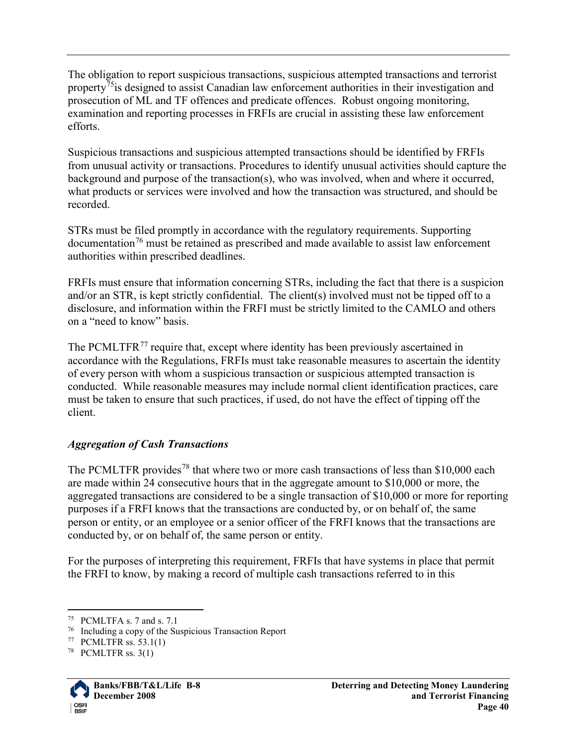The obligation to report suspicious transactions, suspicious attempted transactions and terrorist property[75] is designed to assist Canadian law enforcement authorities in their investigation and prosecution of ML and TF offences and predicate offences. Robust ongoing monitoring, examination and reporting processes in FRFIs are crucial in assisting these law enforcement efforts.

Suspicious transactions and suspicious attempted transactions should be identified by FRFIs from unusual activity or transactions. Procedures to identify unusual activities should capture the background and purpose of the transaction(s), who was involved, when and where it occurred, what products or services were involved and how the transaction was structured, and should be recorded.

STRs must be filed promptly in accordance with the regulatory requirements. Supporting documentation[76] must be retained as prescribed and made available to assist law enforcement authorities within prescribed deadlines.

FRFIs must ensure that information concerning STRs, including the fact that there is a suspicion and/or an STR, is kept strictly confidential. The client(s) involved must not be tipped off to a disclosure, and information within the FRFI must be strictly limited to the CAMLO and others on a "need to know" basis.

The PCMLTFR[77] require that, except where identity has been previously ascertained in accordance with the Regulations, FRFIs must take reasonable measures to ascertain the identity of every person with whom a suspicious transaction or suspicious attempted transaction is conducted. While reasonable measures may include normal client identification practices, care must be taken to ensure that such practices, if used, do not have the effect of tipping off the client.

### *Aggregation of Cash Transactions*

The PCMLTFR provides[78] that where two or more cash transactions of less than $10,000 each are made within 24 consecutive hours that in the aggregate amount to $10,000 or more, the aggregated transactions are considered to be a single transaction of $10,000 or more for reporting purposes if a FRFI knows that the transactions are conducted by, or on behalf of, the same person or entity, or an employee or a senior officer of the FRFI knows that the transactions are conducted by, or on behalf of, the same person or entity.

For the purposes of interpreting this requirement, FRFIs that have systems in place that permit the FRFI to know, by making a record of multiple cash transactions referred to in this

---

[75] PCMLTFA s. 7 and s. 7.1

[76] Including a copy of the Suspicious Transaction Report

[77] PCMLTFR ss. 53.1(1)

[78] PCMLTFR ss. 3(1)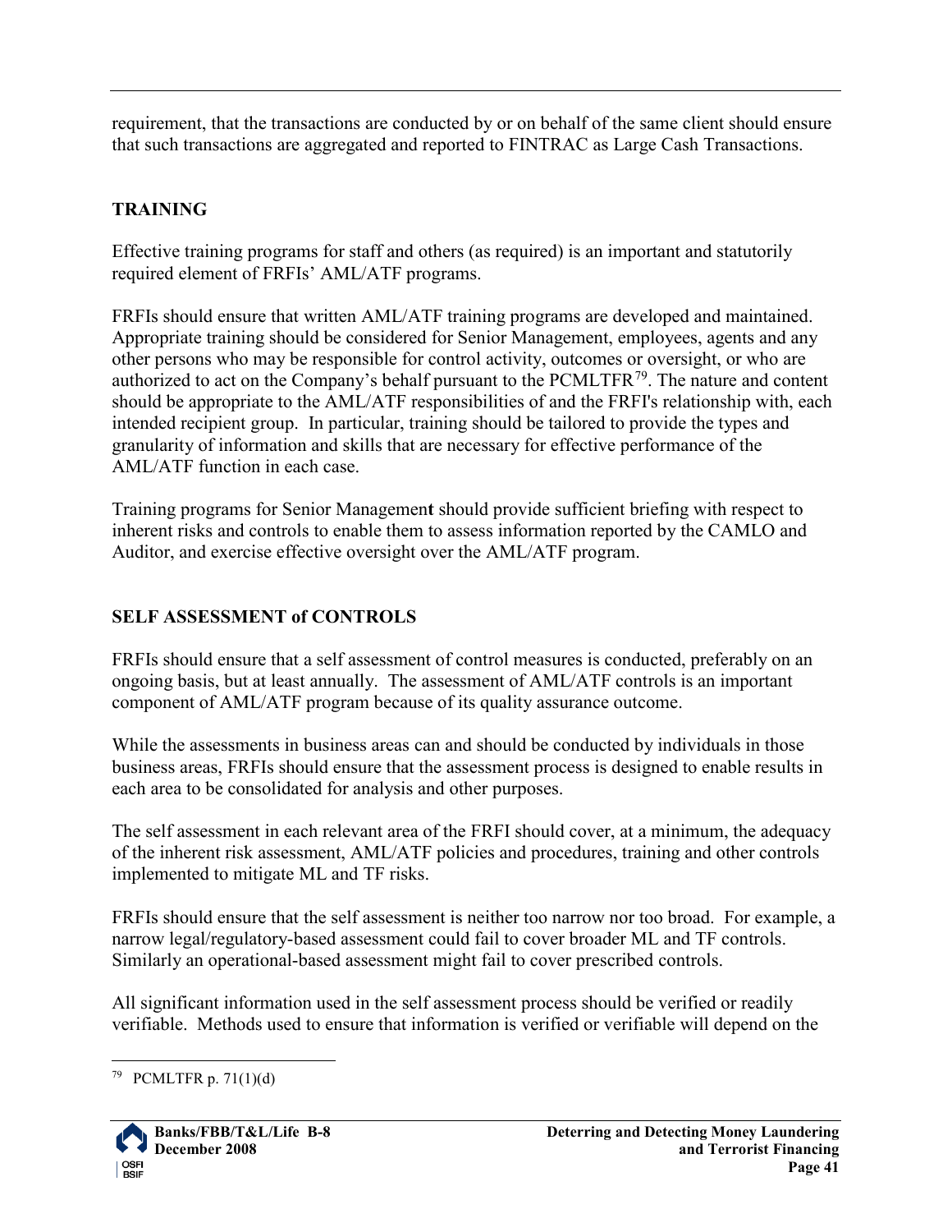requirement, that the transactions are conducted by or on behalf of the same client should ensure that such transactions are aggregated and reported to FINTRAC as Large Cash Transactions.

## TRAINING

Effective training programs for staff and others (as required) is an important and statutorily required element of FRFIs' AML/ATF programs.

FRFIs should ensure that written AML/ATF training programs are developed and maintained. Appropriate training should be considered for Senior Management, employees, agents and any other persons who may be responsible for control activity, outcomes or oversight, or who are authorized to act on the Company's behalf pursuant to the PCMLTFR[79]. The nature and content should be appropriate to the AML/ATF responsibilities of and the FRFI's relationship with, each intended recipient group. In particular, training should be tailored to provide the types and granularity of information and skills that are necessary for effective performance of the AML/ATF function in each case.

Training programs for Senior Management should provide sufficient briefing with respect to inherent risks and controls to enable them to assess information reported by the CAMLO and Auditor, and exercise effective oversight over the AML/ATF program.

## SELF ASSESSMENT of CONTROLS

FRFIs should ensure that a self assessment of control measures is conducted, preferably on an ongoing basis, but at least annually. The assessment of AML/ATF controls is an important component of AML/ATF program because of its quality assurance outcome.

While the assessments in business areas can and should be conducted by individuals in those business areas, FRFIs should ensure that the assessment process is designed to enable results in each area to be consolidated for analysis and other purposes.

The self assessment in each relevant area of the FRFI should cover, at a minimum, the adequacy of the inherent risk assessment, AML/ATF policies and procedures, training and other controls implemented to mitigate ML and TF risks.

FRFIs should ensure that the self assessment is neither too narrow nor too broad. For example, a narrow legal/regulatory-based assessment could fail to cover broader ML and TF controls. Similarly an operational-based assessment might fail to cover prescribed controls.

All significant information used in the self assessment process should be verified or readily verifiable. Methods used to ensure that information is verified or verifiable will depend on the

---

[79] PCMLTFR p. 71(1)(d)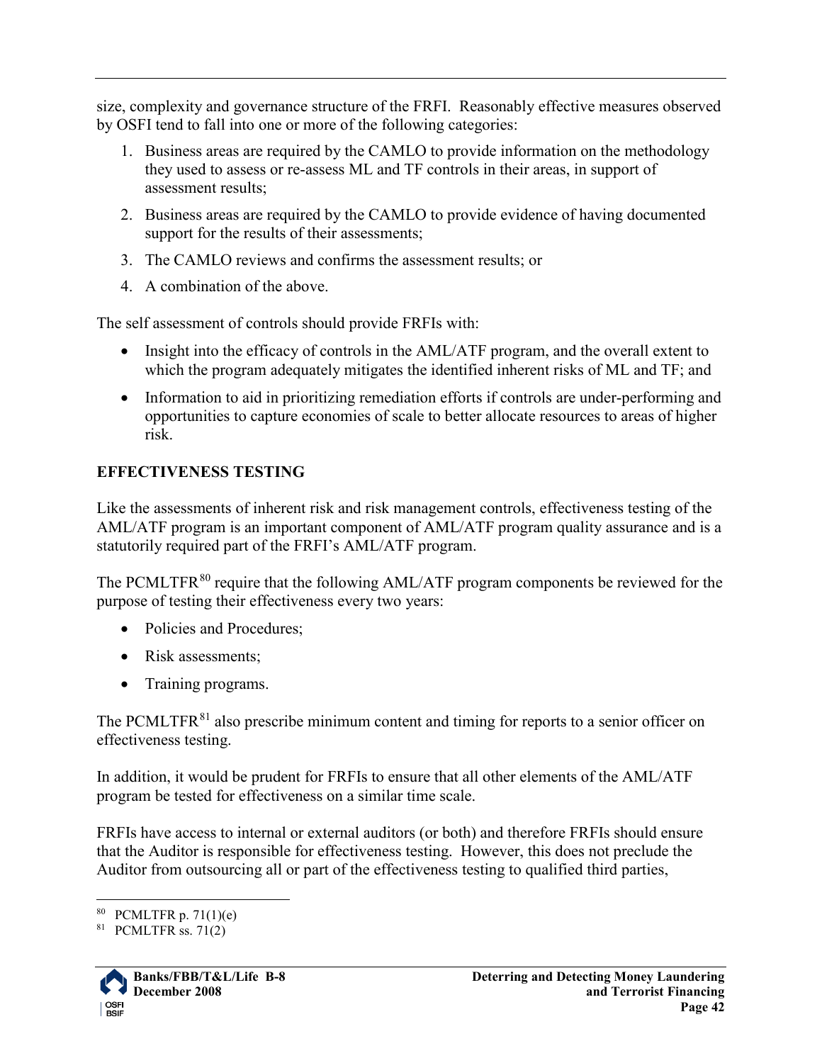size, complexity and governance structure of the FRFI. Reasonably effective measures observed by OSFI tend to fall into one or more of the following categories:

1. Business areas are required by the CAMLO to provide information on the methodology they used to assess or re-assess ML and TF controls in their areas, in support of assessment results;
2. Business areas are required by the CAMLO to provide evidence of having documented support for the results of their assessments;
3. The CAMLO reviews and confirms the assessment results; or
4. A combination of the above.

The self assessment of controls should provide FRFIs with:

- Insight into the efficacy of controls in the AML/ATF program, and the overall extent to which the program adequately mitigates the identified inherent risks of ML and TF; and
- Information to aid in prioritizing remediation efforts if controls are under-performing and opportunities to capture economies of scale to better allocate resources to areas of higher risk.

**EFFECTIVENESS TESTING**

Like the assessments of inherent risk and risk management controls, effectiveness testing of the AML/ATF program is an important component of AML/ATF program quality assurance and is a statutorily required part of the FRFI's AML/ATF program.

The PCMLTFR[80] require that the following AML/ATF program components be reviewed for the purpose of testing their effectiveness every two years:

- Policies and Procedures;
- Risk assessments;
- Training programs.

The PCMLTFR[81] also prescribe minimum content and timing for reports to a senior officer on effectiveness testing.

In addition, it would be prudent for FRFIs to ensure that all other elements of the AML/ATF program be tested for effectiveness on a similar time scale.

FRFIs have access to internal or external auditors (or both) and therefore FRFIs should ensure that the Auditor is responsible for effectiveness testing. However, this does not preclude the Auditor from outsourcing all or part of the effectiveness testing to qualified third parties,

---

[80] PCMLTFR p. 71(1)(e)

[81] PCMLTFR ss. 71(2)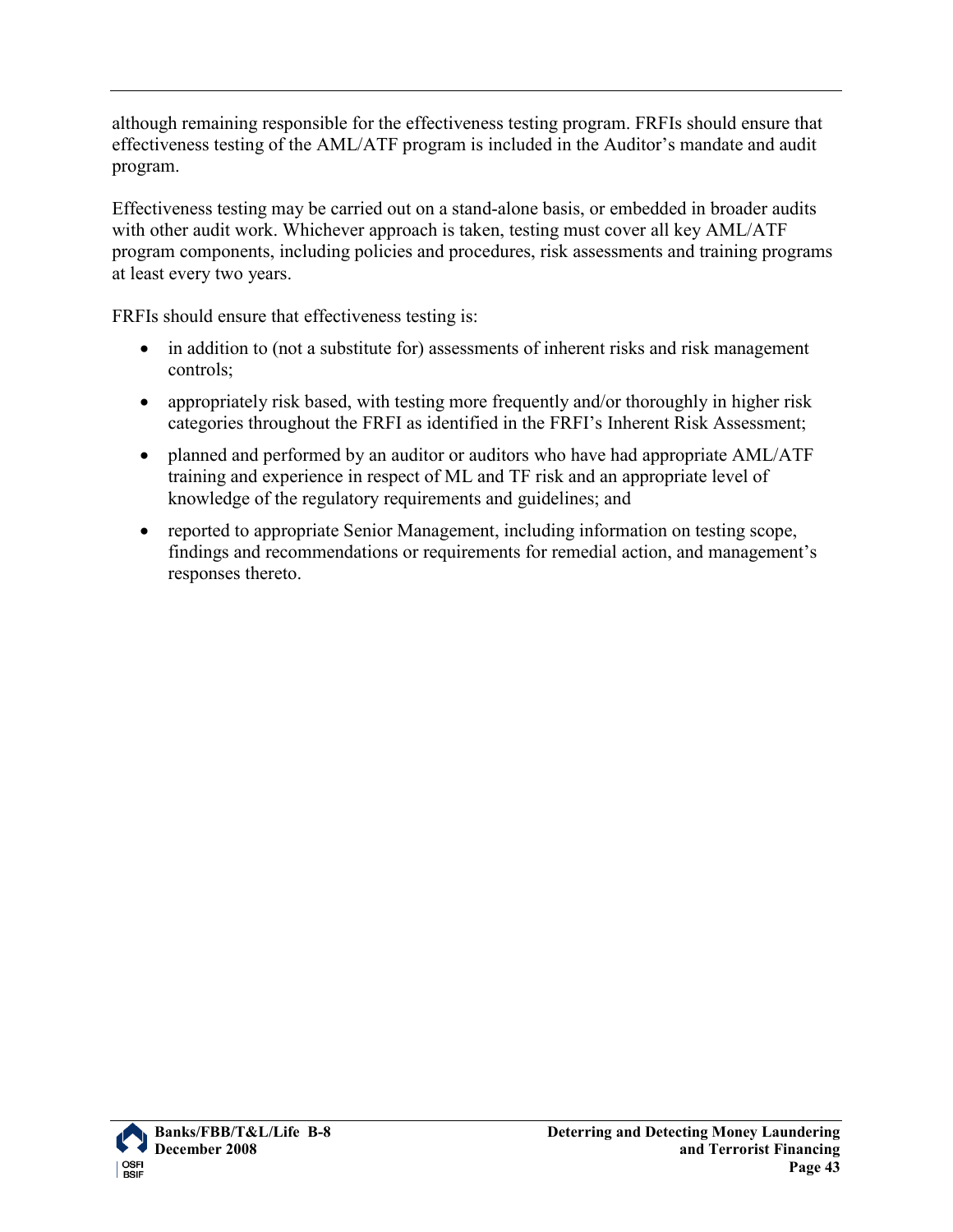although remaining responsible for the effectiveness testing program. FRFIs should ensure that effectiveness testing of the AML/ATF program is included in the Auditor's mandate and audit program.

Effectiveness testing may be carried out on a stand-alone basis, or embedded in broader audits with other audit work. Whichever approach is taken, testing must cover all key AML/ATF program components, including policies and procedures, risk assessments and training programs at least every two years.

FRFIs should ensure that effectiveness testing is:

- in addition to (not a substitute for) assessments of inherent risks and risk management controls;
- appropriately risk based, with testing more frequently and/or thoroughly in higher risk categories throughout the FRFI as identified in the FRFI's Inherent Risk Assessment;
- planned and performed by an auditor or auditors who have had appropriate AML/ATF training and experience in respect of ML and TF risk and an appropriate level of knowledge of the regulatory requirements and guidelines; and
- reported to appropriate Senior Management, including information on testing scope, findings and recommendations or requirements for remedial action, and management's responses thereto.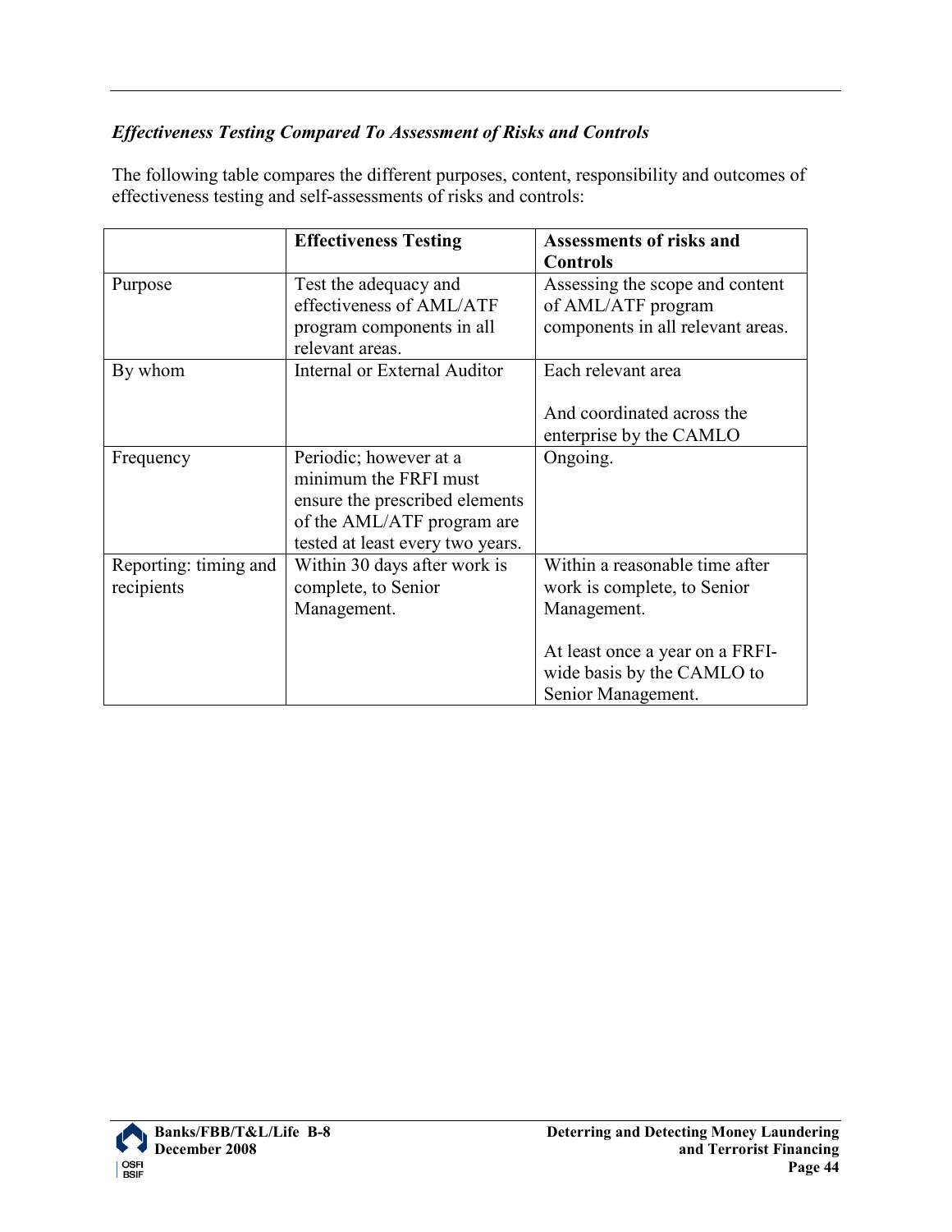*Effectiveness Testing Compared To Assessment of Risks and Controls*

The following table compares the different purposes, content, responsibility and outcomes of effectiveness testing and self-assessments of risks and controls:

| | **Effectiveness Testing** | **Assessments of risks and Controls** |
|---|---|---|
| Purpose | Test the adequacy and effectiveness of AML/ATF program components in all relevant areas. | Assessing the scope and content of AML/ATF program components in all relevant areas. |
| By whom | Internal or External Auditor | Each relevant area<br><br>And coordinated across the enterprise by the CAMLO |
| Frequency | Periodic; however at a minimum the FRFI must ensure the prescribed elements of the AML/ATF program are tested at least every two years. | Ongoing. |
| Reporting: timing and recipients | Within 30 days after work is complete, to Senior Management. | Within a reasonable time after work is complete, to Senior Management.<br><br>At least once a year on a FRFI-wide basis by the CAMLO to Senior Management. |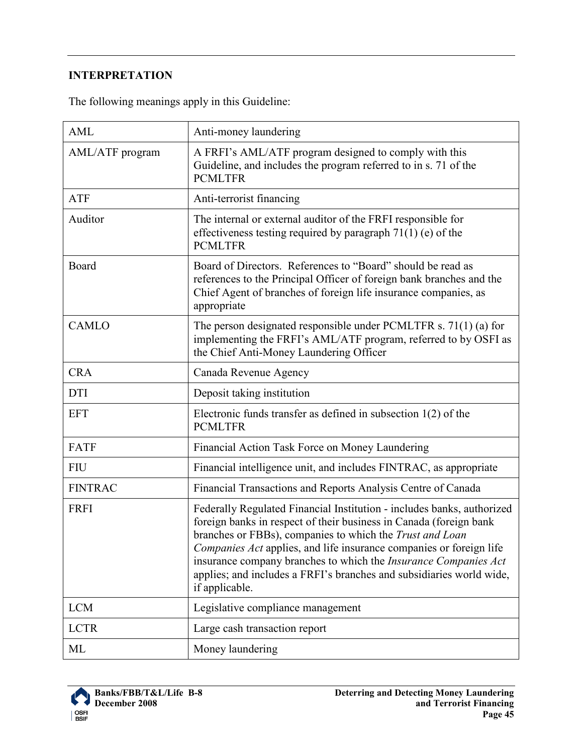## INTERPRETATION

The following meanings apply in this Guideline:

| | |
|---|---|
| AML | Anti-money laundering |
| AML/ATF program | A FRFI's AML/ATF program designed to comply with this Guideline, and includes the program referred to in s. 71 of the PCMLTFR |
| ATF | Anti-terrorist financing |
| Auditor | The internal or external auditor of the FRFI responsible for effectiveness testing required by paragraph 71(1) (e) of the PCMLTFR |
| Board | Board of Directors. References to "Board" should be read as references to the Principal Officer of foreign bank branches and the Chief Agent of branches of foreign life insurance companies, as appropriate |
| CAMLO | The person designated responsible under PCMLTFR s. 71(1) (a) for implementing the FRFI's AML/ATF program, referred to by OSFI as the Chief Anti-Money Laundering Officer |
| CRA | Canada Revenue Agency |
| DTI | Deposit taking institution |
| EFT | Electronic funds transfer as defined in subsection 1(2) of the PCMLTFR |
| FATF | Financial Action Task Force on Money Laundering |
| FIU | Financial intelligence unit, and includes FINTRAC, as appropriate |
| FINTRAC | Financial Transactions and Reports Analysis Centre of Canada |
| FRFI | Federally Regulated Financial Institution - includes banks, authorized foreign banks in respect of their business in Canada (foreign bank branches or FBBs), companies to which the *Trust and Loan Companies Act* applies, and life insurance companies or foreign life insurance company branches to which the *Insurance Companies Act* applies; and includes a FRFI's branches and subsidiaries world wide, if applicable. |
| LCM | Legislative compliance management |
| LCTR | Large cash transaction report |
| ML | Money laundering |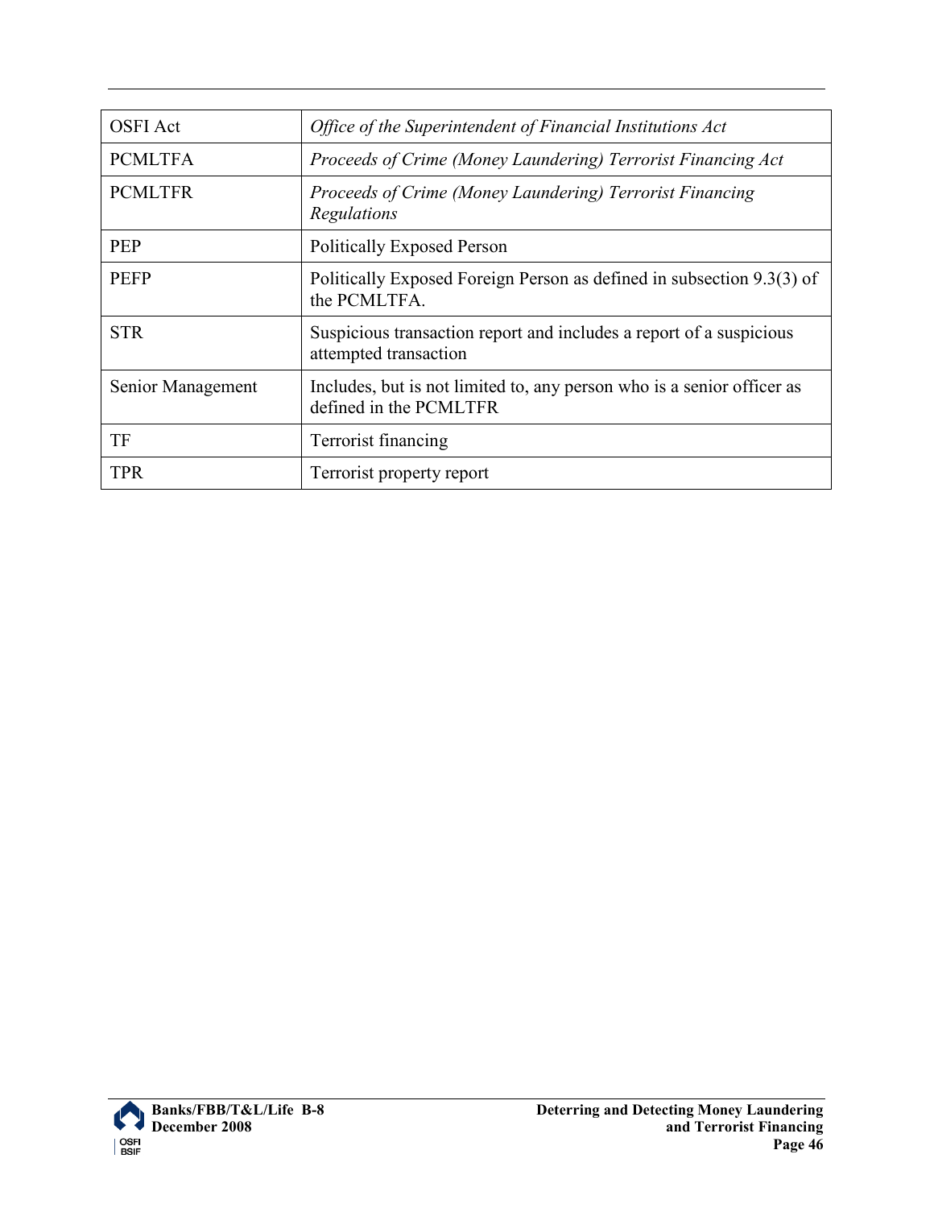| | |
|---|---|
| OSFI Act | *Office of the Superintendent of Financial Institutions Act* |
| PCMLTFA | *Proceeds of Crime (Money Laundering) Terrorist Financing Act* |
| PCMLTFR | *Proceeds of Crime (Money Laundering) Terrorist Financing Regulations* |
| PEP | Politically Exposed Person |
| PEFP | Politically Exposed Foreign Person as defined in subsection 9.3(3) of the PCMLTFA. |
| STR | Suspicious transaction report and includes a report of a suspicious attempted transaction |
| Senior Management | Includes, but is not limited to, any person who is a senior officer as defined in the PCMLTFR |
| TF | Terrorist financing |
| TPR | Terrorist property report |